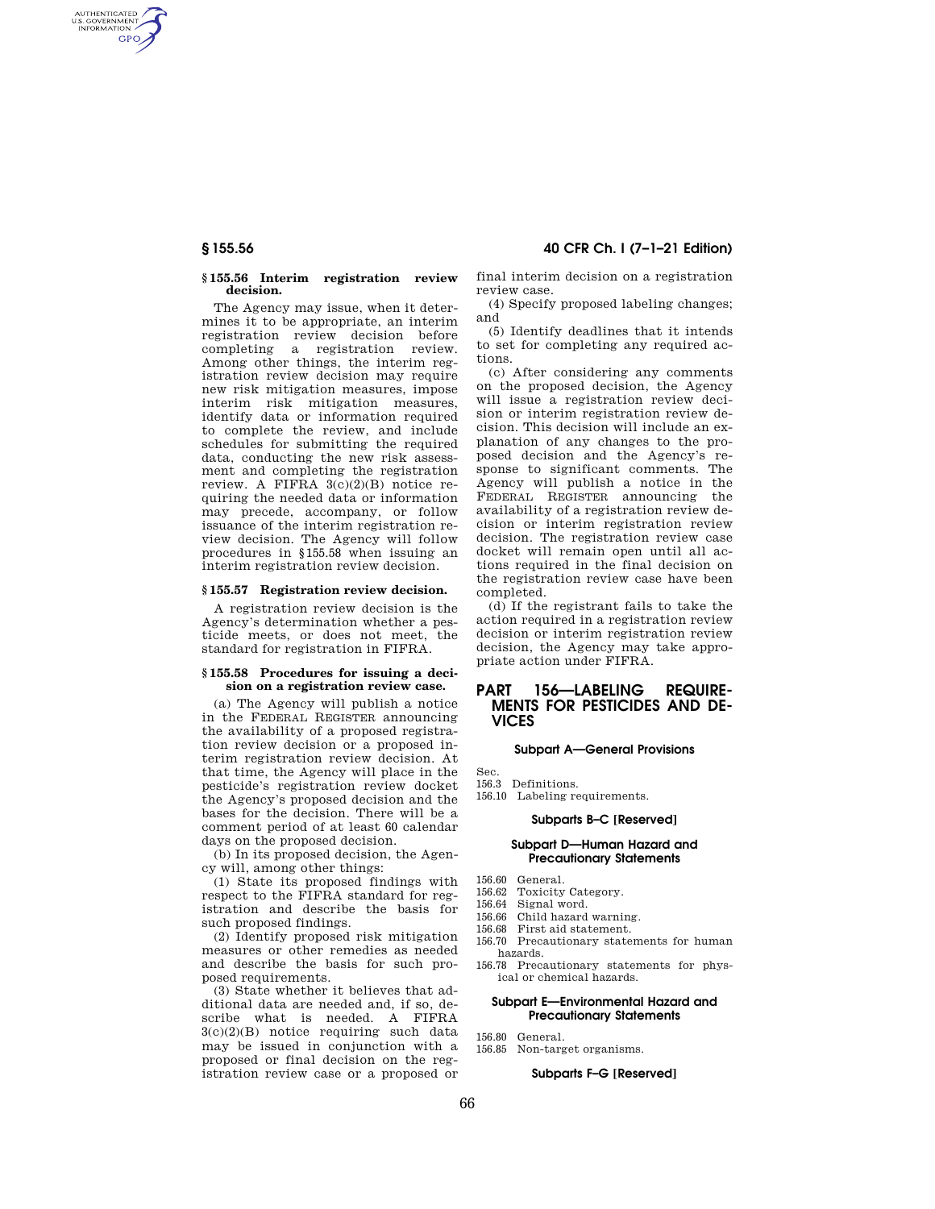### § 155.56 Interim registration review decision.

The Agency may issue, when it determines it to be appropriate, an interim registration review decision before completing a registration review. Among other things, the interim registration review decision may require new risk mitigation measures, impose interim risk mitigation measures, identify data or information required to complete the review, and include schedules for submitting the required data, conducting the new risk assessment and completing the registration review. A FIFRA 3(c)(2)(B) notice requiring the needed data or information may precede, accompany, or follow issuance of the interim registration review decision. The Agency will follow procedures in §155.58 when issuing an interim registration review decision.

### § 155.57 Registration review decision.

A registration review decision is the Agency's determination whether a pesticide meets, or does not meet, the standard for registration in FIFRA.

### § 155.58 Procedures for issuing a decision on a registration review case.

(a) The Agency will publish a notice in the FEDERAL REGISTER announcing the availability of a proposed registration review decision or a proposed interim registration review decision. At that time, the Agency will place in the pesticide's registration review docket the Agency's proposed decision and the bases for the decision. There will be a comment period of at least 60 calendar days on the proposed decision.

(b) In its proposed decision, the Agency will, among other things:

(1) State its proposed findings with respect to the FIFRA standard for registration and describe the basis for such proposed findings.

(2) Identify proposed risk mitigation measures or other remedies as needed and describe the basis for such proposed requirements.

(3) State whether it believes that additional data are needed and, if so, describe what is needed. A FIFRA 3(c)(2)(B) notice requiring such data may be issued in conjunction with a proposed or final decision on the registration review case or a proposed or final interim decision on a registration review case.

(4) Specify proposed labeling changes; and

(5) Identify deadlines that it intends to set for completing any required actions.

(c) After considering any comments on the proposed decision, the Agency will issue a registration review decision or interim registration review decision. This decision will include an explanation of any changes to the proposed decision and the Agency's response to significant comments. The Agency will publish a notice in the FEDERAL REGISTER announcing the availability of a registration review decision or interim registration review decision. The registration review case docket will remain open until all actions required in the final decision on the registration review case have been completed.

(d) If the registrant fails to take the action required in a registration review decision or interim registration review decision, the Agency may take appropriate action under FIFRA.

## PART 156—LABELING REQUIREMENTS FOR PESTICIDES AND DEVICES

#### Subpart A—General Provisions

Sec.
156.3 Definitions.
156.10 Labeling requirements.

#### Subparts B–C [Reserved]

#### Subpart D—Human Hazard and Precautionary Statements

156.60 General.
156.62 Toxicity Category.
156.64 Signal word.
156.66 Child hazard warning.
156.68 First aid statement.
156.70 Precautionary statements for human hazards.
156.78 Precautionary statements for physical or chemical hazards.

#### Subpart E—Environmental Hazard and Precautionary Statements

156.80 General.
156.85 Non-target organisms.

#### Subparts F–G [Reserved]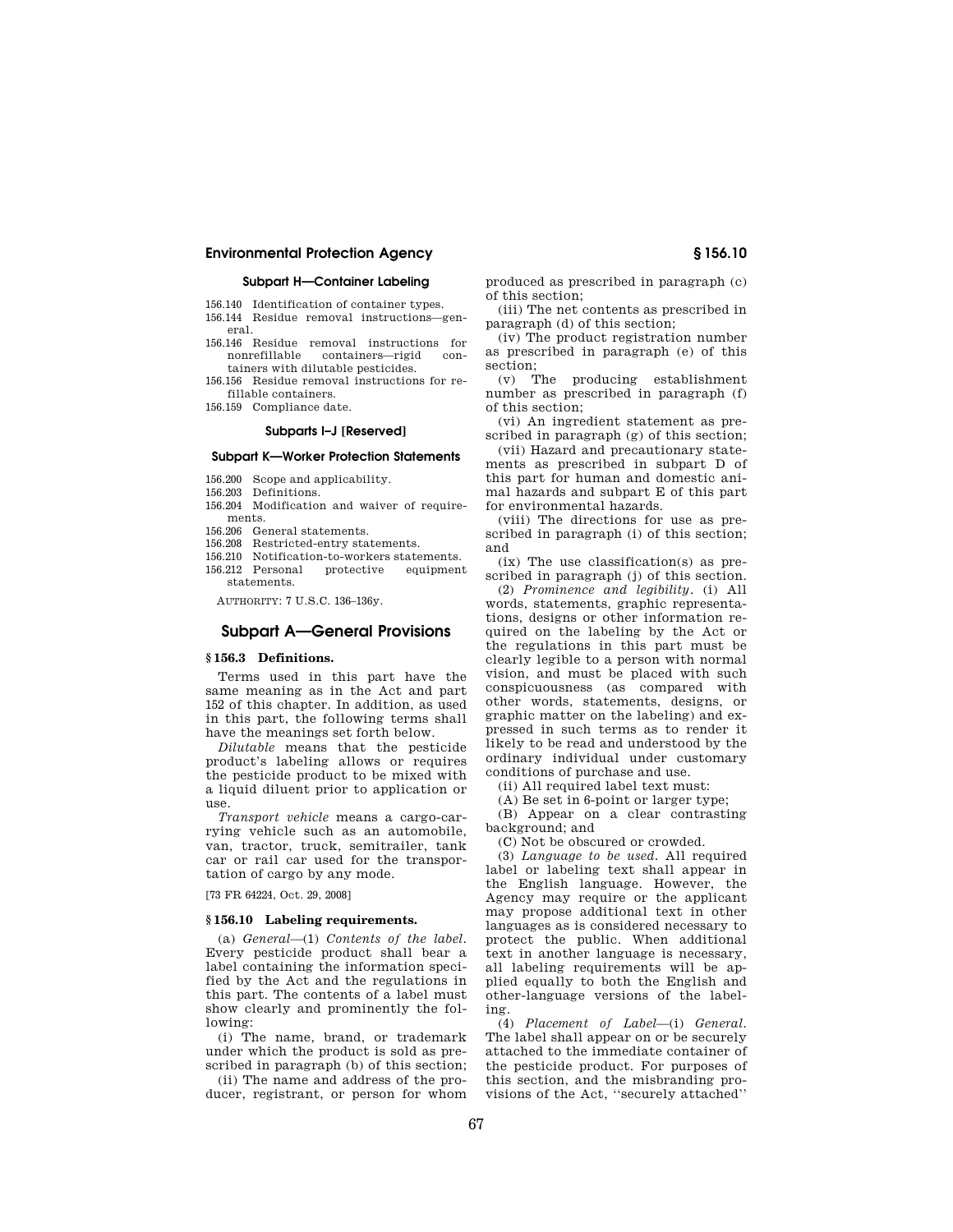### Subpart H—Container Labeling

156.140 Identification of container types.
156.144 Residue removal instructions—general.
156.146 Residue removal instructions for nonrefillable containers—rigid containers with dilutable pesticides.
156.156 Residue removal instructions for refillable containers.
156.159 Compliance date.

### Subparts I–J [Reserved]

### Subpart K—Worker Protection Statements

156.200 Scope and applicability.
156.203 Definitions.
156.204 Modification and waiver of requirements.
156.206 General statements.
156.208 Restricted-entry statements.
156.210 Notification-to-workers statements.
156.212 Personal protective equipment statements.

AUTHORITY: 7 U.S.C. 136–136y.

## Subpart A—General Provisions

### § 156.3 Definitions.

Terms used in this part have the same meaning as in the Act and part 152 of this chapter. In addition, as used in this part, the following terms shall have the meanings set forth below.

*Dilutable* means that the pesticide product's labeling allows or requires the pesticide product to be mixed with a liquid diluent prior to application or use.

*Transport vehicle* means a cargo-carrying vehicle such as an automobile, van, tractor, truck, semitrailer, tank car or rail car used for the transportation of cargo by any mode.

[73 FR 64224, Oct. 29, 2008]

### § 156.10 Labeling requirements.

(a) *General*—(1) *Contents of the label*. Every pesticide product shall bear a label containing the information specified by the Act and the regulations in this part. The contents of a label must show clearly and prominently the following:

(i) The name, brand, or trademark under which the product is sold as prescribed in paragraph (b) of this section;

(ii) The name and address of the producer, registrant, or person for whom produced as prescribed in paragraph (c) of this section;

(iii) The net contents as prescribed in paragraph (d) of this section;

(iv) The product registration number as prescribed in paragraph (e) of this section;

(v) The producing establishment number as prescribed in paragraph (f) of this section;

(vi) An ingredient statement as prescribed in paragraph (g) of this section;

(vii) Hazard and precautionary statements as prescribed in subpart D of this part for human and domestic animal hazards and subpart E of this part for environmental hazards.

(viii) The directions for use as prescribed in paragraph (i) of this section; and

(ix) The use classification(s) as prescribed in paragraph (j) of this section.

(2) *Prominence and legibility*. (i) All words, statements, graphic representations, designs or other information required on the labeling by the Act or the regulations in this part must be clearly legible to a person with normal vision, and must be placed with such conspicuousness (as compared with other words, statements, designs, or graphic matter on the labeling) and expressed in such terms as to render it likely to be read and understood by the ordinary individual under customary conditions of purchase and use.

(ii) All required label text must:

(A) Be set in 6-point or larger type;

(B) Appear on a clear contrasting background; and

(C) Not be obscured or crowded.

(3) *Language to be used*. All required label or labeling text shall appear in the English language. However, the Agency may require or the applicant may propose additional text in other languages as is considered necessary to protect the public. When additional text in another language is necessary, all labeling requirements will be applied equally to both the English and other-language versions of the labeling.

(4) *Placement of Label*—(i) *General*. The label shall appear on or be securely attached to the immediate container of the pesticide product. For purposes of this section, and the misbranding provisions of the Act, ''securely attached''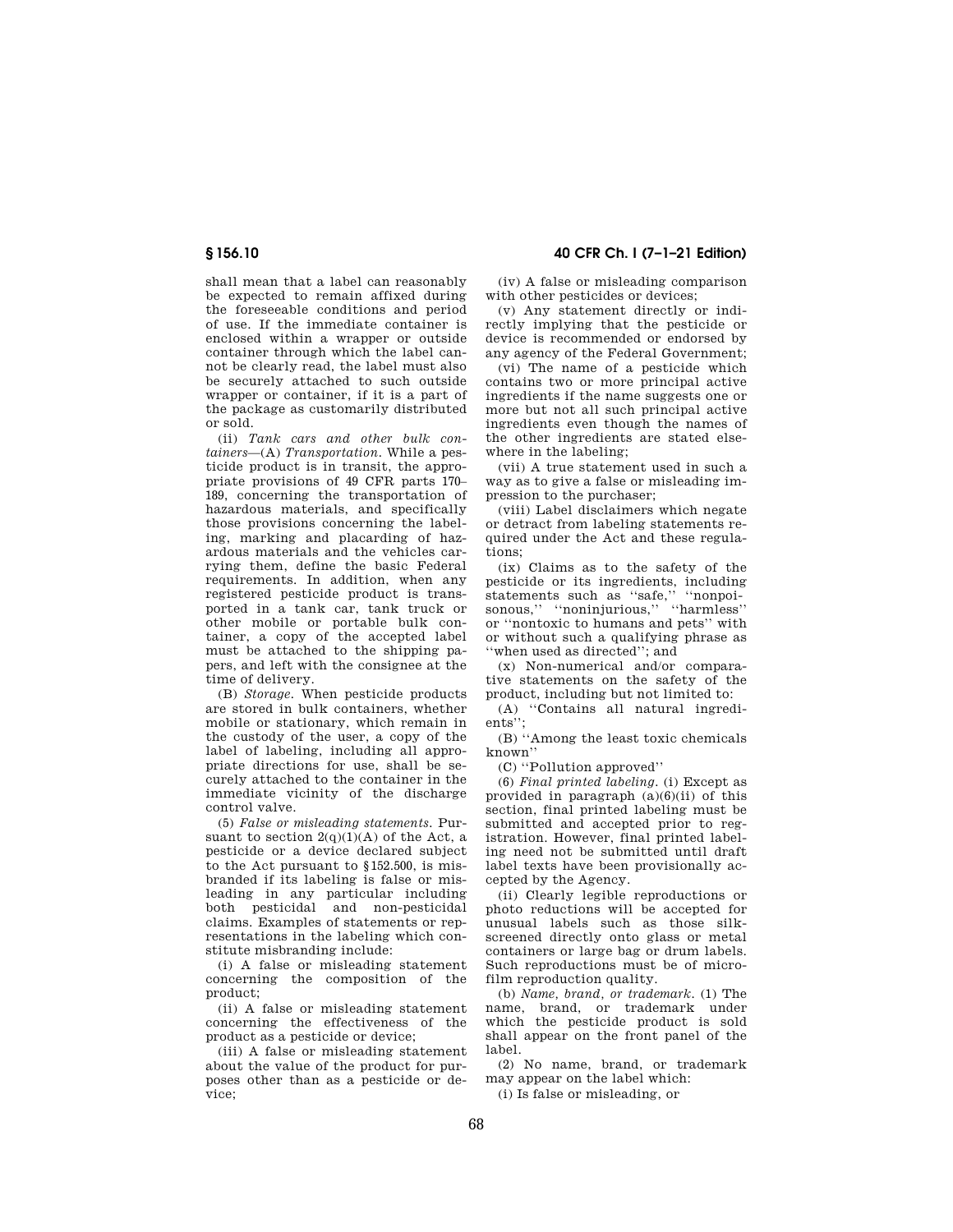shall mean that a label can reasonably be expected to remain affixed during the foreseeable conditions and period of use. If the immediate container is enclosed within a wrapper or outside container through which the label cannot be clearly read, the label must also be securely attached to such outside wrapper or container, if it is a part of the package as customarily distributed or sold.

(ii) *Tank cars and other bulk containers*—(A) *Transportation.* While a pesticide product is in transit, the appropriate provisions of 49 CFR parts 170–189, concerning the transportation of hazardous materials, and specifically those provisions concerning the labeling, marking and placarding of hazardous materials and the vehicles carrying them, define the basic Federal requirements. In addition, when any registered pesticide product is transported in a tank car, tank truck or other mobile or portable bulk container, a copy of the accepted label must be attached to the shipping papers, and left with the consignee at the time of delivery.

(B) *Storage.* When pesticide products are stored in bulk containers, whether mobile or stationary, which remain in the custody of the user, a copy of the label of labeling, including all appropriate directions for use, shall be securely attached to the container in the immediate vicinity of the discharge control valve.

(5) *False or misleading statements.* Pursuant to section 2(q)(1)(A) of the Act, a pesticide or a device declared subject to the Act pursuant to §152.500, is misbranded if its labeling is false or misleading in any particular including both pesticidal and non-pesticidal claims. Examples of statements or representations in the labeling which constitute misbranding include:

(i) A false or misleading statement concerning the composition of the product;

(ii) A false or misleading statement concerning the effectiveness of the product as a pesticide or device;

(iii) A false or misleading statement about the value of the product for purposes other than as a pesticide or device;

(iv) A false or misleading comparison with other pesticides or devices;

(v) Any statement directly or indirectly implying that the pesticide or device is recommended or endorsed by any agency of the Federal Government;

(vi) The name of a pesticide which contains two or more principal active ingredients if the name suggests one or more but not all such principal active ingredients even though the names of the other ingredients are stated elsewhere in the labeling;

(vii) A true statement used in such a way as to give a false or misleading impression to the purchaser;

(viii) Label disclaimers which negate or detract from labeling statements required under the Act and these regulations;

(ix) Claims as to the safety of the pesticide or its ingredients, including statements such as ''safe,'' ''nonpoisonous,'' ''noninjurious,'' ''harmless'' or ''nontoxic to humans and pets'' with or without such a qualifying phrase as ''when used as directed''; and

(x) Non-numerical and/or comparative statements on the safety of the product, including but not limited to:

(A) ''Contains all natural ingredients'';

(B) ''Among the least toxic chemicals known''

(C) ''Pollution approved''

(6) *Final printed labeling.* (i) Except as provided in paragraph (a)(6)(ii) of this section, final printed labeling must be submitted and accepted prior to registration. However, final printed labeling need not be submitted until draft label texts have been provisionally accepted by the Agency.

(ii) Clearly legible reproductions or photo reductions will be accepted for unusual labels such as those silk-screened directly onto glass or metal containers or large bag or drum labels. Such reproductions must be of microfilm reproduction quality.

(b) *Name, brand, or trademark.* (1) The name, brand, or trademark under which the pesticide product is sold shall appear on the front panel of the label.

(2) No name, brand, or trademark may appear on the label which:

(i) Is false or misleading, or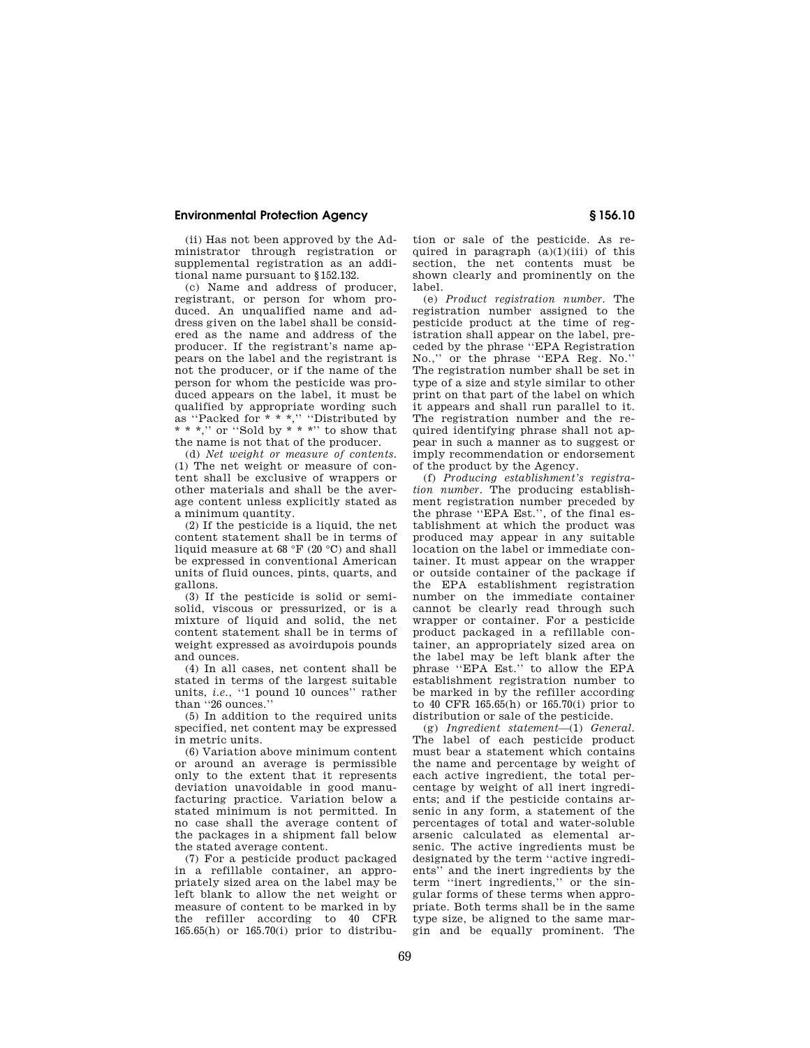(ii) Has not been approved by the Administrator through registration or supplemental registration as an additional name pursuant to §152.132.

(c) Name and address of producer, registrant, or person for whom produced. An unqualified name and address given on the label shall be considered as the name and address of the producer. If the registrant's name appears on the label and the registrant is not the producer, or if the name of the person for whom the pesticide was produced appears on the label, it must be qualified by appropriate wording such as "Packed for * * *," "Distributed by * * *," or "Sold by * * *" to show that the name is not that of the producer.

(d) *Net weight or measure of contents.* (1) The net weight or measure of content shall be exclusive of wrappers or other materials and shall be the average content unless explicitly stated as a minimum quantity.

(2) If the pesticide is a liquid, the net content statement shall be in terms of liquid measure at 68 °F (20 °C) and shall be expressed in conventional American units of fluid ounces, pints, quarts, and gallons.

(3) If the pesticide is solid or semisolid, viscous or pressurized, or is a mixture of liquid and solid, the net content statement shall be in terms of weight expressed as avoirdupois pounds and ounces.

(4) In all cases, net content shall be stated in terms of the largest suitable units, *i.e.*, "1 pound 10 ounces" rather than "26 ounces."

(5) In addition to the required units specified, net content may be expressed in metric units.

(6) Variation above minimum content or around an average is permissible only to the extent that it represents deviation unavoidable in good manufacturing practice. Variation below a stated minimum is not permitted. In no case shall the average content of the packages in a shipment fall below the stated average content.

(7) For a pesticide product packaged in a refillable container, an appropriately sized area on the label may be left blank to allow the net weight or measure of content to be marked in by the refiller according to 40 CFR 165.65(h) or 165.70(i) prior to distribution or sale of the pesticide. As required in paragraph (a)(1)(iii) of this section, the net contents must be shown clearly and prominently on the label.

(e) *Product registration number.* The registration number assigned to the pesticide product at the time of registration shall appear on the label, preceded by the phrase "EPA Registration No.," or the phrase "EPA Reg. No." The registration number shall be set in type of a size and style similar to other print on that part of the label on which it appears and shall run parallel to it. The registration number and the required identifying phrase shall not appear in such a manner as to suggest or imply recommendation or endorsement of the product by the Agency.

(f) *Producing establishment's registration number.* The producing establishment registration number preceded by the phrase "EPA Est.", of the final establishment at which the product was produced may appear in any suitable location on the label or immediate container. It must appear on the wrapper or outside container of the package if the EPA establishment registration number on the immediate container cannot be clearly read through such wrapper or container. For a pesticide product packaged in a refillable container, an appropriately sized area on the label may be left blank after the phrase "EPA Est." to allow the EPA establishment registration number to be marked in by the refiller according to 40 CFR 165.65(h) or 165.70(i) prior to distribution or sale of the pesticide.

(g) *Ingredient statement*—(1) *General.* The label of each pesticide product must bear a statement which contains the name and percentage by weight of each active ingredient, the total percentage by weight of all inert ingredients; and if the pesticide contains arsenic in any form, a statement of the percentages of total and water-soluble arsenic calculated as elemental arsenic. The active ingredients must be designated by the term "active ingredients" and the inert ingredients by the term "inert ingredients," or the singular forms of these terms when appropriate. Both terms shall be in the same type size, be aligned to the same margin and be equally prominent. The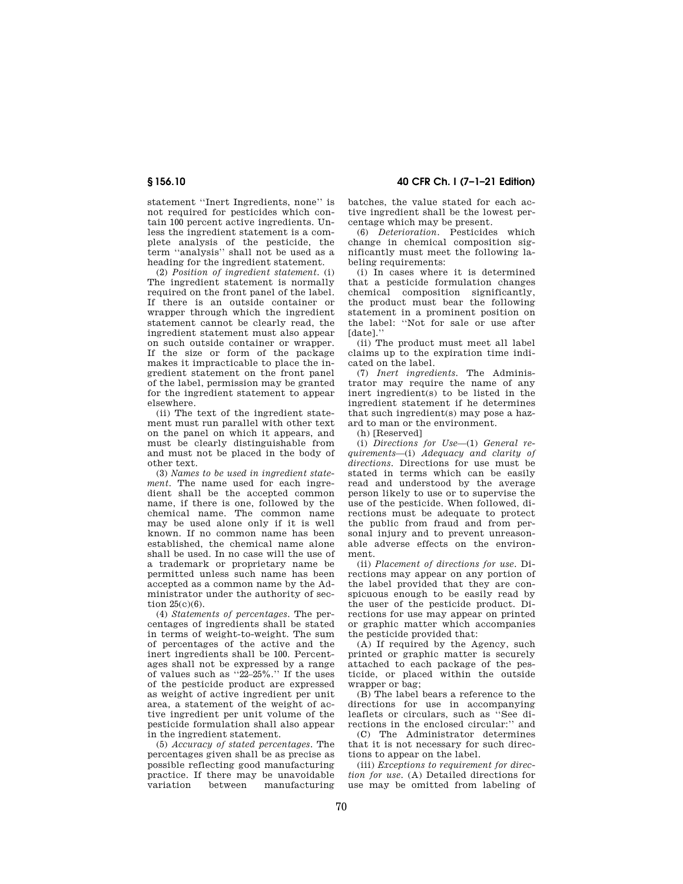statement ''Inert Ingredients, none'' is not required for pesticides which contain 100 percent active ingredients. Unless the ingredient statement is a complete analysis of the pesticide, the term ''analysis'' shall not be used as a heading for the ingredient statement.

(2) *Position of ingredient statement.* (i) The ingredient statement is normally required on the front panel of the label. If there is an outside container or wrapper through which the ingredient statement cannot be clearly read, the ingredient statement must also appear on such outside container or wrapper. If the size or form of the package makes it impracticable to place the ingredient statement on the front panel of the label, permission may be granted for the ingredient statement to appear elsewhere.

(ii) The text of the ingredient statement must run parallel with other text on the panel on which it appears, and must be clearly distinguishable from and must not be placed in the body of other text.

(3) *Names to be used in ingredient statement.* The name used for each ingredient shall be the accepted common name, if there is one, followed by the chemical name. The common name may be used alone only if it is well known. If no common name has been established, the chemical name alone shall be used. In no case will the use of a trademark or proprietary name be permitted unless such name has been accepted as a common name by the Administrator under the authority of section 25(c)(6).

(4) *Statements of percentages.* The percentages of ingredients shall be stated in terms of weight-to-weight. The sum of percentages of the active and the inert ingredients shall be 100. Percentages shall not be expressed by a range of values such as ''22–25%.'' If the uses of the pesticide product are expressed as weight of active ingredient per unit area, a statement of the weight of active ingredient per unit volume of the pesticide formulation shall also appear in the ingredient statement.

(5) *Accuracy of stated percentages.* The percentages given shall be as precise as possible reflecting good manufacturing practice. If there may be unavoidable variation between manufacturing batches, the value stated for each active ingredient shall be the lowest percentage which may be present.

(6) *Deterioration.* Pesticides which change in chemical composition significantly must meet the following labeling requirements:

(i) In cases where it is determined that a pesticide formulation changes chemical composition significantly, the product must bear the following statement in a prominent position on the label: ''Not for sale or use after [date].''

(ii) The product must meet all label claims up to the expiration time indicated on the label.

(7) *Inert ingredients.* The Administrator may require the name of any inert ingredient(s) to be listed in the ingredient statement if he determines that such ingredient(s) may pose a hazard to man or the environment.

(h) [Reserved]

(i) *Directions for Use*—(1) *General requirements*—(i) *Adequacy and clarity of directions.* Directions for use must be stated in terms which can be easily read and understood by the average person likely to use or to supervise the use of the pesticide. When followed, directions must be adequate to protect the public from fraud and from personal injury and to prevent unreasonable adverse effects on the environment.

(ii) *Placement of directions for use.* Directions may appear on any portion of the label provided that they are conspicuous enough to be easily read by the user of the pesticide product. Directions for use may appear on printed or graphic matter which accompanies the pesticide provided that:

(A) If required by the Agency, such printed or graphic matter is securely attached to each package of the pesticide, or placed within the outside wrapper or bag;

(B) The label bears a reference to the directions for use in accompanying leaflets or circulars, such as ''See directions in the enclosed circular:'' and

(C) The Administrator determines that it is not necessary for such directions to appear on the label.

(iii) *Exceptions to requirement for direction for use.* (A) Detailed directions for use may be omitted from labeling of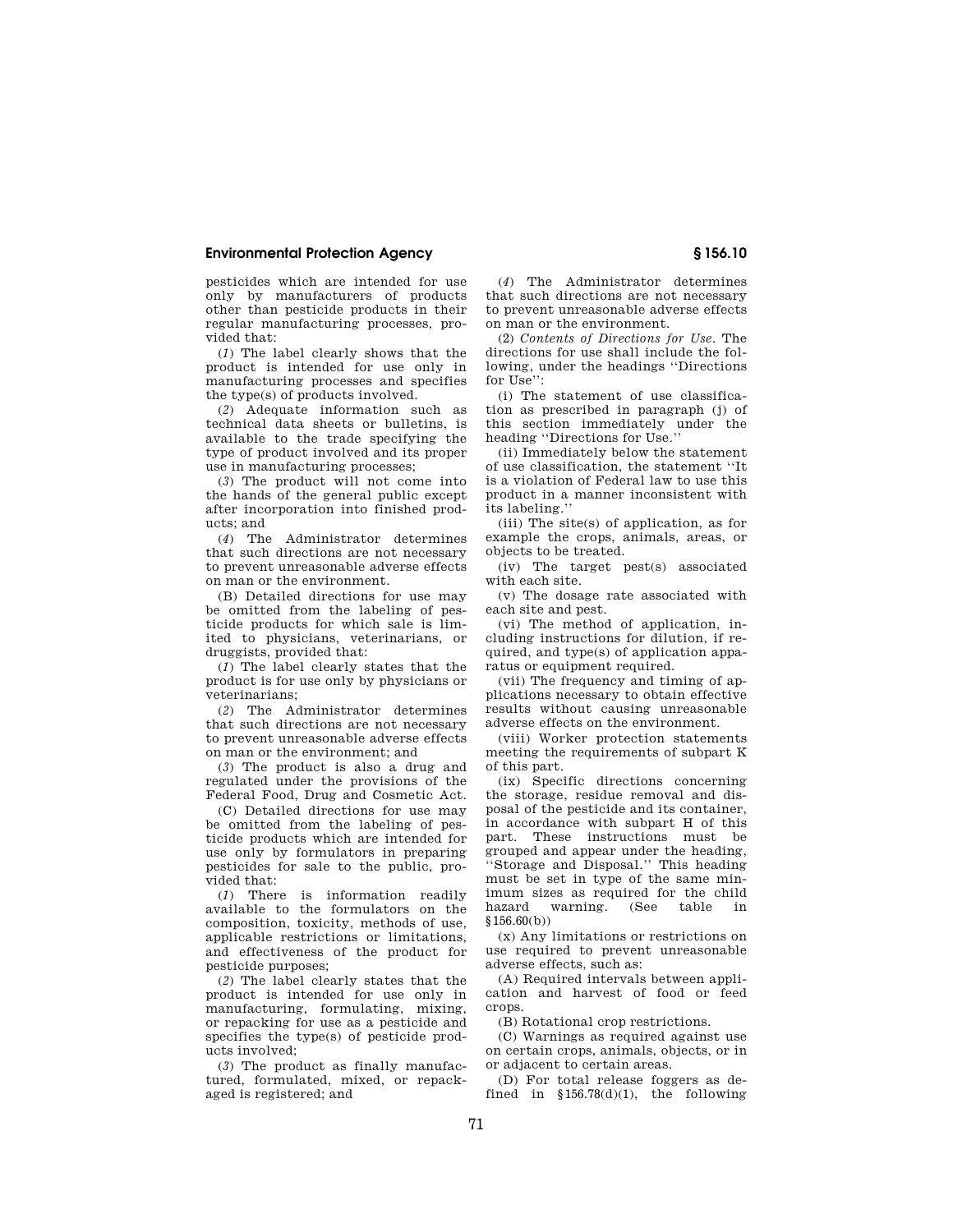pesticides which are intended for use only by manufacturers of products other than pesticide products in their regular manufacturing processes, provided that:

(*1*) The label clearly shows that the product is intended for use only in manufacturing processes and specifies the type(s) of products involved.

(*2*) Adequate information such as technical data sheets or bulletins, is available to the trade specifying the type of product involved and its proper use in manufacturing processes;

(*3*) The product will not come into the hands of the general public except after incorporation into finished products; and

(*4*) The Administrator determines that such directions are not necessary to prevent unreasonable adverse effects on man or the environment.

(B) Detailed directions for use may be omitted from the labeling of pesticide products for which sale is limited to physicians, veterinarians, or druggists, provided that:

(*1*) The label clearly states that the product is for use only by physicians or veterinarians;

(*2*) The Administrator determines that such directions are not necessary to prevent unreasonable adverse effects on man or the environment; and

(*3*) The product is also a drug and regulated under the provisions of the Federal Food, Drug and Cosmetic Act.

(C) Detailed directions for use may be omitted from the labeling of pesticide products which are intended for use only by formulators in preparing pesticides for sale to the public, provided that:

(*1*) There is information readily available to the formulators on the composition, toxicity, methods of use, applicable restrictions or limitations, and effectiveness of the product for pesticide purposes;

(*2*) The label clearly states that the product is intended for use only in manufacturing, formulating, mixing, or repacking for use as a pesticide and specifies the type(s) of pesticide products involved;

(*3*) The product as finally manufactured, formulated, mixed, or repackaged is registered; and

(*4*) The Administrator determines that such directions are not necessary to prevent unreasonable adverse effects on man or the environment.

(2) *Contents of Directions for Use.* The directions for use shall include the following, under the headings ''Directions for Use'':

(i) The statement of use classification as prescribed in paragraph (j) of this section immediately under the heading ''Directions for Use.''

(ii) Immediately below the statement of use classification, the statement ''It is a violation of Federal law to use this product in a manner inconsistent with its labeling.''

(iii) The site(s) of application, as for example the crops, animals, areas, or objects to be treated.

(iv) The target pest(s) associated with each site.

(v) The dosage rate associated with each site and pest.

(vi) The method of application, including instructions for dilution, if required, and type(s) of application apparatus or equipment required.

(vii) The frequency and timing of applications necessary to obtain effective results without causing unreasonable adverse effects on the environment.

(viii) Worker protection statements meeting the requirements of subpart K of this part.

(ix) Specific directions concerning the storage, residue removal and disposal of the pesticide and its container, in accordance with subpart H of this part. These instructions must be grouped and appear under the heading, ''Storage and Disposal.'' This heading must be set in type of the same minimum sizes as required for the child hazard warning. (See table in §156.60(b))

(x) Any limitations or restrictions on use required to prevent unreasonable adverse effects, such as:

(A) Required intervals between application and harvest of food or feed crops.

(B) Rotational crop restrictions.

(C) Warnings as required against use on certain crops, animals, objects, or in or adjacent to certain areas.

(D) For total release foggers as defined in §156.78(d)(1), the following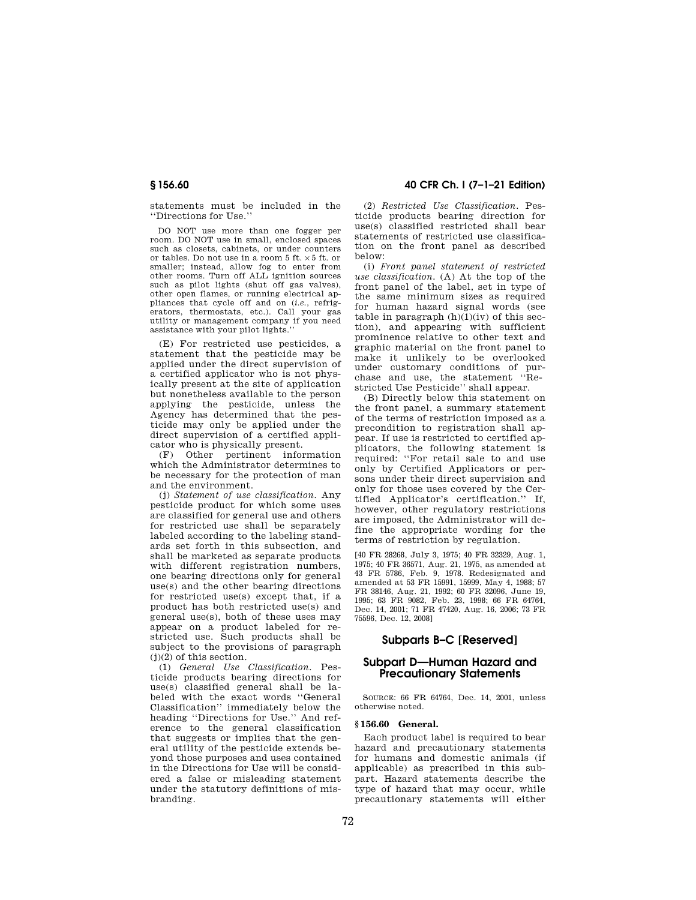statements must be included in the ''Directions for Use.''

DO NOT use more than one fogger per room. DO NOT use in small, enclosed spaces such as closets, cabinets, or under counters or tables. Do not use in a room 5 ft. × 5 ft. or smaller; instead, allow fog to enter from other rooms. Turn off ALL ignition sources such as pilot lights (shut off gas valves), other open flames, or running electrical appliances that cycle off and on (*i.e.*, refrigerators, thermostats, etc.). Call your gas utility or management company if you need assistance with your pilot lights.''

(E) For restricted use pesticides, a statement that the pesticide may be applied under the direct supervision of a certified applicator who is not physically present at the site of application but nonetheless available to the person applying the pesticide, unless the Agency has determined that the pesticide may only be applied under the direct supervision of a certified applicator who is physically present.

(F) Other pertinent information which the Administrator determines to be necessary for the protection of man and the environment.

(j) *Statement of use classification.* Any pesticide product for which some uses are classified for general use and others for restricted use shall be separately labeled according to the labeling standards set forth in this subsection, and shall be marketed as separate products with different registration numbers, one bearing directions only for general use(s) and the other bearing directions for restricted use(s) except that, if a product has both restricted use(s) and general use(s), both of these uses may appear on a product labeled for restricted use. Such products shall be subject to the provisions of paragraph (j)(2) of this section.

(1) *General Use Classification.* Pesticide products bearing directions for use(s) classified general shall be labeled with the exact words ''General Classification'' immediately below the heading ''Directions for Use.'' And reference to the general classification that suggests or implies that the general utility of the pesticide extends beyond those purposes and uses contained in the Directions for Use will be considered a false or misleading statement under the statutory definitions of misbranding.

(2) *Restricted Use Classification.* Pesticide products bearing direction for use(s) classified restricted shall bear statements of restricted use classification on the front panel as described below:

(i) *Front panel statement of restricted use classification.* (A) At the top of the front panel of the label, set in type of the same minimum sizes as required for human hazard signal words (see table in paragraph (h)(1)(iv) of this section), and appearing with sufficient prominence relative to other text and graphic material on the front panel to make it unlikely to be overlooked under customary conditions of purchase and use, the statement ''Restricted Use Pesticide'' shall appear.

(B) Directly below this statement on the front panel, a summary statement of the terms of restriction imposed as a precondition to registration shall appear. If use is restricted to certified applicators, the following statement is required: ''For retail sale to and use only by Certified Applicators or persons under their direct supervision and only for those uses covered by the Certified Applicator's certification.'' If, however, other regulatory restrictions are imposed, the Administrator will define the appropriate wording for the terms of restriction by regulation.

[40 FR 28268, July 3, 1975; 40 FR 32329, Aug. 1, 1975; 40 FR 36571, Aug. 21, 1975, as amended at 43 FR 5786, Feb. 9, 1978. Redesignated and amended at 53 FR 15991, 15999, May 4, 1988; 57 FR 38146, Aug. 21, 1992; 60 FR 32096, June 19, 1995; 63 FR 9082, Feb. 23, 1998; 66 FR 64764, Dec. 14, 2001; 71 FR 47420, Aug. 16, 2006; 73 FR 75596, Dec. 12, 2008]

## Subparts B–C [Reserved]

## Subpart D—Human Hazard and Precautionary Statements

SOURCE: 66 FR 64764, Dec. 14, 2001, unless otherwise noted.

### § 156.60 General.

Each product label is required to bear hazard and precautionary statements for humans and domestic animals (if applicable) as prescribed in this subpart. Hazard statements describe the type of hazard that may occur, while precautionary statements will either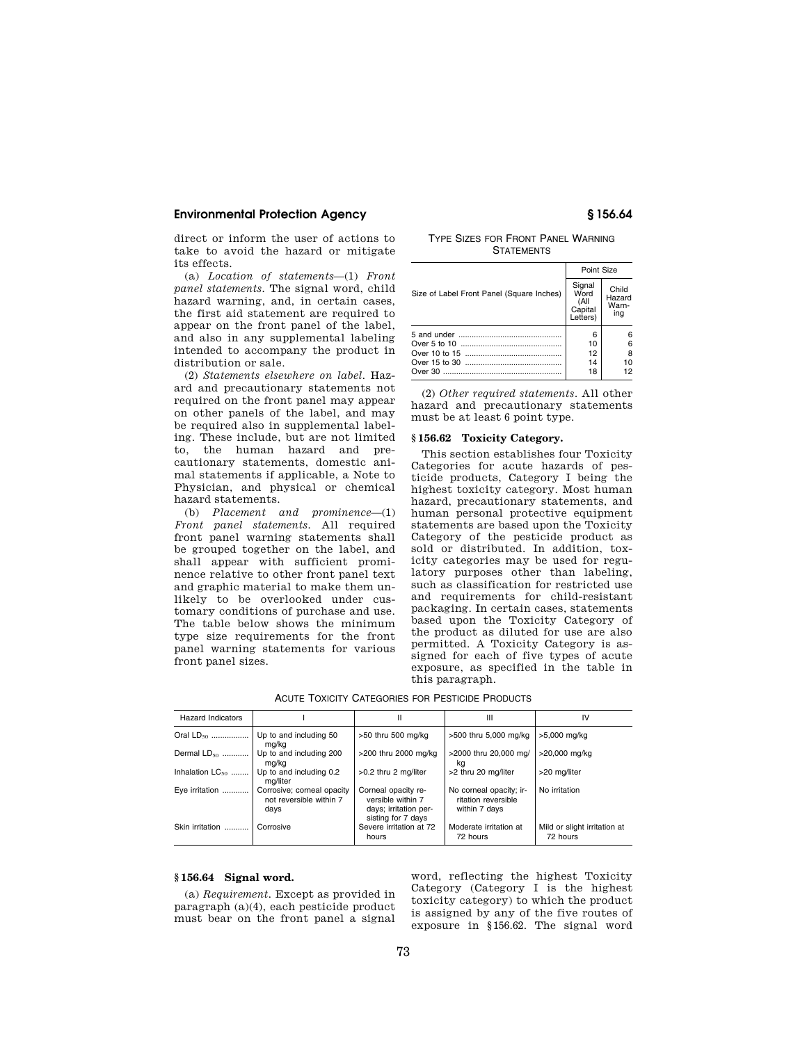direct or inform the user of actions to take to avoid the hazard or mitigate its effects.

(a) *Location of statements*—(1) *Front panel statements.* The signal word, child hazard warning, and, in certain cases, the first aid statement are required to appear on the front panel of the label, and also in any supplemental labeling intended to accompany the product in distribution or sale.

(2) *Statements elsewhere on label.* Hazard and precautionary statements not required on the front panel may appear on other panels of the label, and may be required also in supplemental labeling. These include, but are not limited to, the human hazard and precautionary statements, domestic animal statements if applicable, a Note to Physician, and physical or chemical hazard statements.

(b) *Placement and prominence*—(1) *Front panel statements.* All required front panel warning statements shall be grouped together on the label, and shall appear with sufficient prominence relative to other front panel text and graphic material to make them unlikely to be overlooked under customary conditions of purchase and use. The table below shows the minimum type size requirements for the front panel warning statements for various front panel sizes.

TYPE SIZES FOR FRONT PANEL WARNING STATEMENTS

| Size of Label Front Panel (Square Inches) | Point Size | |
|---|---|---|
| | Signal Word (All Capital Letters) | Child Hazard Warning |
| 5 and under | 6 | 6 |
| Over 5 to 10 | 10 | 6 |
| Over 10 to 15 | 12 | 8 |
| Over 15 to 30 | 14 | 10 |
| Over 30 | 18 | 12 |

(2) *Other required statements.* All other hazard and precautionary statements must be at least 6 point type.

## § 156.62 Toxicity Category.

This section establishes four Toxicity Categories for acute hazards of pesticide products, Category I being the highest toxicity category. Most human hazard, precautionary statements, and human personal protective equipment statements are based upon the Toxicity Category of the pesticide product as sold or distributed. In addition, toxicity categories may be used for regulatory purposes other than labeling, such as classification for restricted use and requirements for child-resistant packaging. In certain cases, statements based upon the Toxicity Category of the product as diluted for use are also permitted. A Toxicity Category is assigned for each of five types of acute exposure, as specified in the table in this paragraph.

ACUTE TOXICITY CATEGORIES FOR PESTICIDE PRODUCTS

| Hazard Indicators | I | II | III | IV |
|---|---|---|---|---|
| Oral $LD_{50}$ | Up to and including 50 mg/kg | >50 thru 500 mg/kg | >500 thru 5,000 mg/kg | >5,000 mg/kg |
| Dermal $LD_{50}$ | Up to and including 200 mg/kg | >200 thru 2000 mg/kg | >2000 thru 20,000 mg/kg | >20,000 mg/kg |
| Inhalation $LC_{50}$ | Up to and including 0.2 mg/liter | >0.2 thru 2 mg/liter | >2 thru 20 mg/liter | >20 mg/liter |
| Eye irritation | Corrosive; corneal opacity not reversible within 7 days | Corneal opacity reversible within 7 days; irritation persisting for 7 days | No corneal opacity; irritation reversible within 7 days | No irritation |
| Skin irritation | Corrosive | Severe irritation at 72 hours | Moderate irritation at 72 hours | Mild or slight irritation at 72 hours |

## § 156.64 Signal word.

(a) *Requirement.* Except as provided in paragraph (a)(4), each pesticide product must bear on the front panel a signal word, reflecting the highest Toxicity Category (Category I is the highest toxicity category) to which the product is assigned by any of the five routes of exposure in § 156.62. The signal word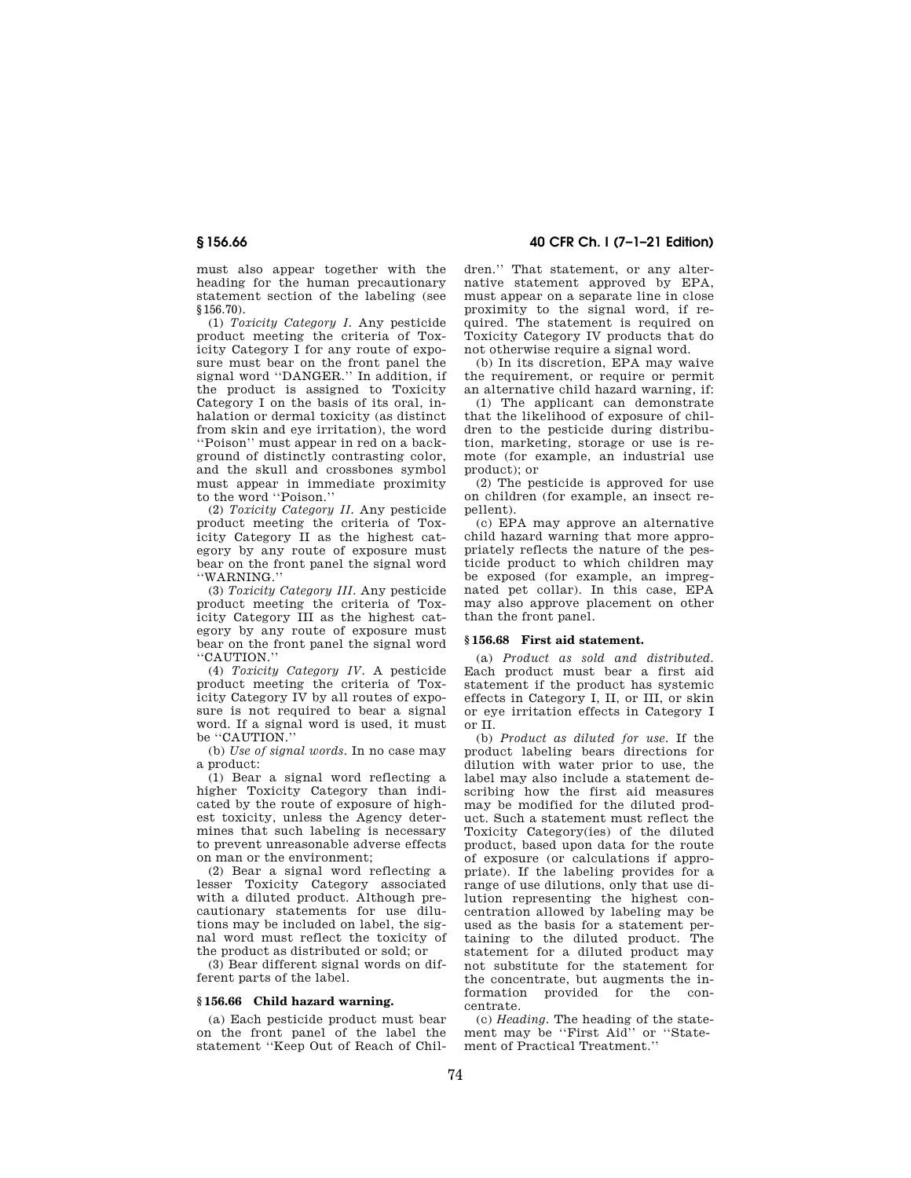must also appear together with the heading for the human precautionary statement section of the labeling (see §156.70).

(1) *Toxicity Category I.* Any pesticide product meeting the criteria of Toxicity Category I for any route of exposure must bear on the front panel the signal word ''DANGER.'' In addition, if the product is assigned to Toxicity Category I on the basis of its oral, inhalation or dermal toxicity (as distinct from skin and eye irritation), the word ''Poison'' must appear in red on a background of distinctly contrasting color, and the skull and crossbones symbol must appear in immediate proximity to the word ''Poison.''

(2) *Toxicity Category II.* Any pesticide product meeting the criteria of Toxicity Category II as the highest category by any route of exposure must bear on the front panel the signal word ''WARNING.''

(3) *Toxicity Category III.* Any pesticide product meeting the criteria of Toxicity Category III as the highest category by any route of exposure must bear on the front panel the signal word ''CAUTION.''

(4) *Toxicity Category IV.* A pesticide product meeting the criteria of Toxicity Category IV by all routes of exposure is not required to bear a signal word. If a signal word is used, it must be ''CAUTION.''

(b) *Use of signal words.* In no case may a product:

(1) Bear a signal word reflecting a higher Toxicity Category than indicated by the route of exposure of highest toxicity, unless the Agency determines that such labeling is necessary to prevent unreasonable adverse effects on man or the environment;

(2) Bear a signal word reflecting a lesser Toxicity Category associated with a diluted product. Although precautionary statements for use dilutions may be included on label, the signal word must reflect the toxicity of the product as distributed or sold; or

(3) Bear different signal words on different parts of the label.

### § 156.66 Child hazard warning.

(a) Each pesticide product must bear on the front panel of the label the statement ''Keep Out of Reach of Children.'' That statement, or any alternative statement approved by EPA, must appear on a separate line in close proximity to the signal word, if required. The statement is required on Toxicity Category IV products that do not otherwise require a signal word.

(b) In its discretion, EPA may waive the requirement, or require or permit an alternative child hazard warning, if:

(1) The applicant can demonstrate that the likelihood of exposure of children to the pesticide during distribution, marketing, storage or use is remote (for example, an industrial use product); or

(2) The pesticide is approved for use on children (for example, an insect repellent).

(c) EPA may approve an alternative child hazard warning that more appropriately reflects the nature of the pesticide product to which children may be exposed (for example, an impregnated pet collar). In this case, EPA may also approve placement on other than the front panel.

### § 156.68 First aid statement.

(a) *Product as sold and distributed.* Each product must bear a first aid statement if the product has systemic effects in Category I, II, or III, or skin or eye irritation effects in Category I or II.

(b) *Product as diluted for use.* If the product labeling bears directions for dilution with water prior to use, the label may also include a statement describing how the first aid measures may be modified for the diluted product. Such a statement must reflect the Toxicity Category(ies) of the diluted product, based upon data for the route of exposure (or calculations if appropriate). If the labeling provides for a range of use dilutions, only that use dilution representing the highest concentration allowed by labeling may be used as the basis for a statement pertaining to the diluted product. The statement for a diluted product may not substitute for the statement for the concentrate, but augments the information provided for the concentrate.

(c) *Heading.* The heading of the statement may be ''First Aid'' or ''Statement of Practical Treatment.''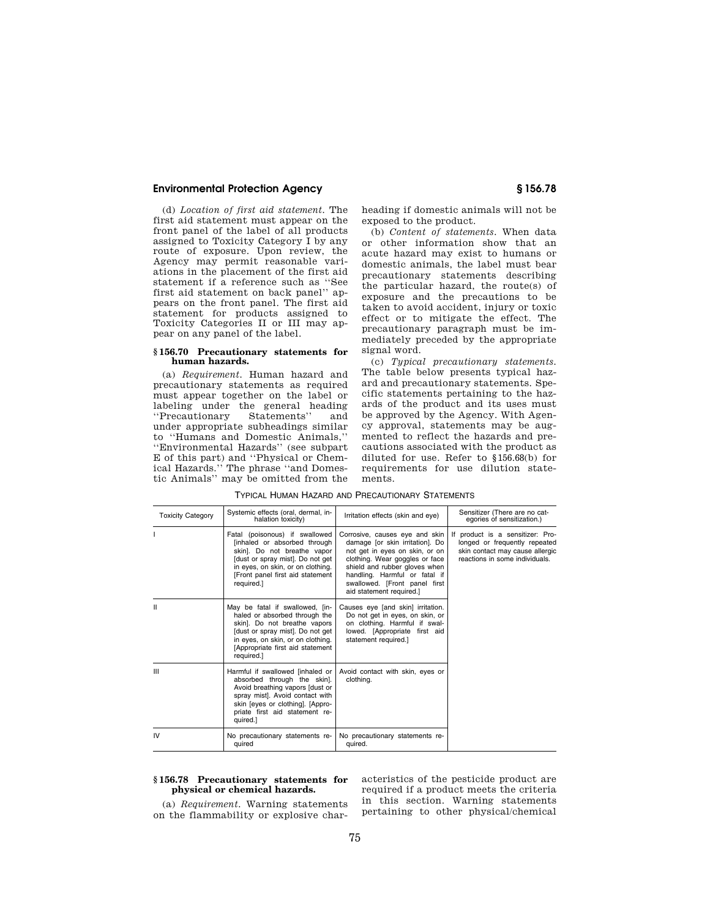(d) *Location of first aid statement.* The first aid statement must appear on the front panel of the label of all products assigned to Toxicity Category I by any route of exposure. Upon review, the Agency may permit reasonable variations in the placement of the first aid statement if a reference such as ''See first aid statement on back panel'' appears on the front panel. The first aid statement for products assigned to Toxicity Categories II or III may appear on any panel of the label.

### § 156.70 Precautionary statements for human hazards.

(a) *Requirement.* Human hazard and precautionary statements as required must appear together on the label or labeling under the general heading ''Precautionary Statements'' and under appropriate subheadings similar to ''Humans and Domestic Animals,'' ''Environmental Hazards'' (see subpart E of this part) and ''Physical or Chemical Hazards.'' The phrase ''and Domestic Animals'' may be omitted from the heading if domestic animals will not be exposed to the product.

(b) *Content of statements.* When data or other information show that an acute hazard may exist to humans or domestic animals, the label must bear precautionary statements describing the particular hazard, the route(s) of exposure and the precautions to be taken to avoid accident, injury or toxic effect or to mitigate the effect. The precautionary paragraph must be immediately preceded by the appropriate signal word.

(c) *Typical precautionary statements.* The table below presents typical hazard and precautionary statements. Specific statements pertaining to the hazards of the product and its uses must be approved by the Agency. With Agency approval, statements may be augmented to reflect the hazards and precautions associated with the product as diluted for use. Refer to §156.68(b) for requirements for use dilution statements.

TYPICAL HUMAN HAZARD AND PRECAUTIONARY STATEMENTS

| Toxicity Category | Systemic effects (oral, dermal, inhalation toxicity) | Irritation effects (skin and eye) | Sensitizer (There are no categories of sensitization.) |
|---|---|---|---|
| I | Fatal (poisonous) if swallowed [inhaled or absorbed through skin]. Do not breathe vapor [dust or spray mist]. Do not get in eyes, on skin, or on clothing. [Front panel first aid statement required.] | Corrosive, causes eye and skin damage [or skin irritation]. Do not get in eyes on skin, or on clothing. Wear goggles or face shield and rubber gloves when handling. Harmful or fatal if swallowed. [Front panel first aid statement required.] | If product is a sensitizer: Prolonged or frequently repeated skin contact may cause allergic reactions in some individuals. |
| II | May be fatal if swallowed, [inhaled or absorbed through the skin]. Do not breathe vapors [dust or spray mist]. Do not get in eyes, on skin, or on clothing. [Appropriate first aid statement required.] | Causes eye [and skin] irritation. Do not get in eyes, on skin, or on clothing. Harmful if swallowed. [Appropriate first aid statement required.] | |
| III | Harmful if swallowed [inhaled or absorbed through the skin]. Avoid breathing vapors [dust or spray mist]. Avoid contact with skin [eyes or clothing]. [Appropriate first aid statement required.] | Avoid contact with skin, eyes or clothing. | |
| IV | No precautionary statements required | No precautionary statements required. | |

### § 156.78 Precautionary statements for physical or chemical hazards.

(a) *Requirement.* Warning statements on the flammability or explosive characteristics of the pesticide product are required if a product meets the criteria in this section. Warning statements pertaining to other physical/chemical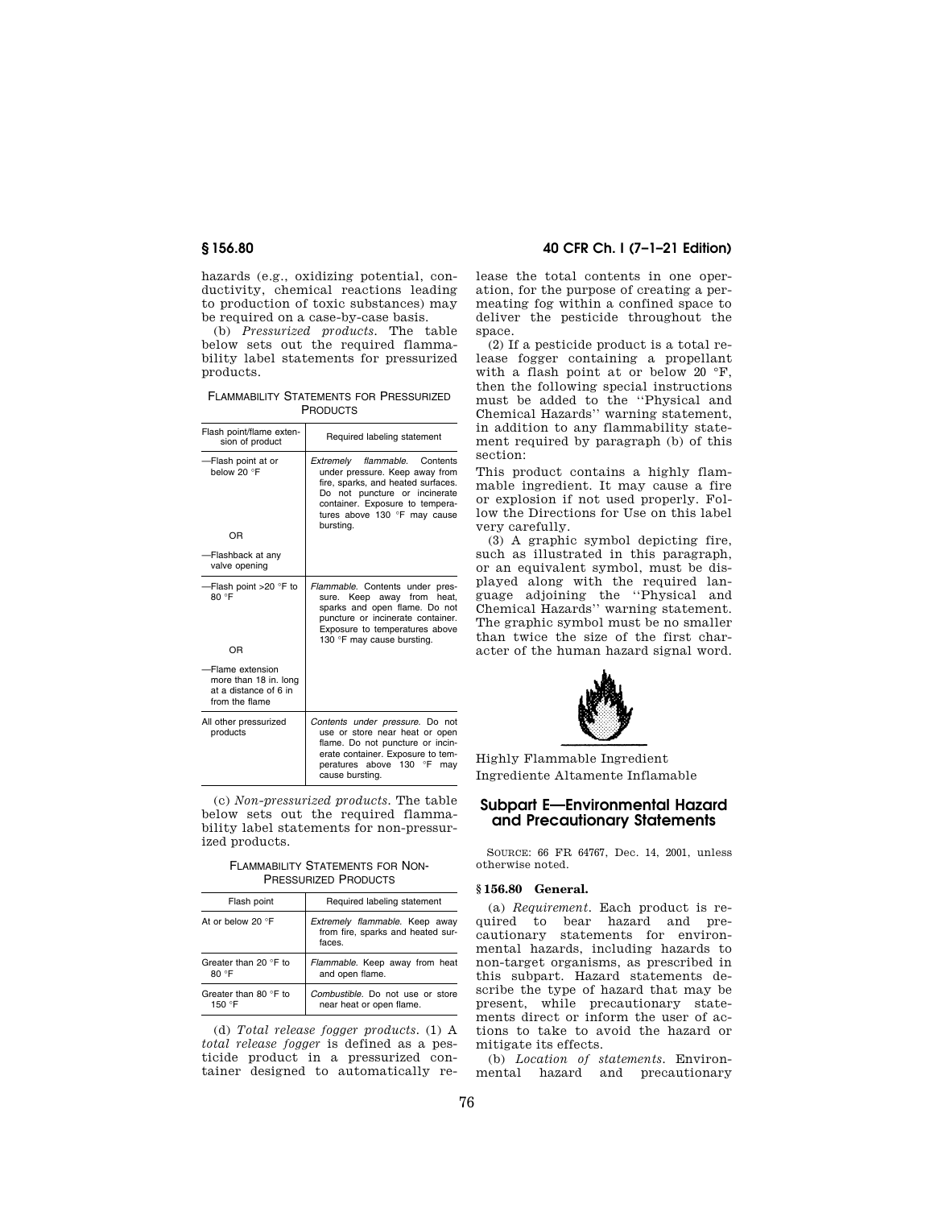hazards (e.g., oxidizing potential, conductivity, chemical reactions leading to production of toxic substances) may be required on a case-by-case basis.

(b) *Pressurized products.* The table below sets out the required flammability label statements for pressurized products.

FLAMMABILITY STATEMENTS FOR PRESSURIZED PRODUCTS

| Flash point/flame extension of product | Required labeling statement |
|---|---|
| —Flash point at or below 20 °F<br><br>OR<br><br>—Flashback at any valve opening | *Extremely flammable.* Contents under pressure. Keep away from fire, sparks, and heated surfaces. Do not puncture or incinerate container. Exposure to temperatures above 130 °F may cause bursting. |
| —Flash point >20 °F to 80 °F<br><br>OR<br><br>—Flame extension more than 18 in. long at a distance of 6 in from the flame | *Flammable.* Contents under pressure. Keep away from heat, sparks and open flame. Do not puncture or incinerate container. Exposure to temperatures above 130 °F may cause bursting. |
| All other pressurized products | *Contents under pressure.* Do not use or store near heat or open flame. Do not puncture or incinerate container. Exposure to temperatures above 130 °F may cause bursting. |

(c) *Non-pressurized products.* The table below sets out the required flammability label statements for non-pressurized products.

FLAMMABILITY STATEMENTS FOR NON-PRESSURIZED PRODUCTS

| Flash point | Required labeling statement |
|---|---|
| At or below 20 °F | *Extremely flammable.* Keep away from fire, sparks and heated surfaces. |
| Greater than 20 °F to 80 °F | *Flammable.* Keep away from heat and open flame. |
| Greater than 80 °F to 150 °F | *Combustible.* Do not use or store near heat or open flame. |

(d) *Total release fogger products.* (1) A *total release fogger* is defined as a pesticide product in a pressurized container designed to automatically release the total contents in one operation, for the purpose of creating a permeating fog within a confined space to deliver the pesticide throughout the space.

(2) If a pesticide product is a total release fogger containing a propellant with a flash point at or below 20 °F, then the following special instructions must be added to the "Physical and Chemical Hazards" warning statement, in addition to any flammability statement required by paragraph (b) of this section:

This product contains a highly flammable ingredient. It may cause a fire or explosion if not used properly. Follow the Directions for Use on this label very carefully.

(3) A graphic symbol depicting fire, such as illustrated in this paragraph, or an equivalent symbol, must be displayed along with the required language adjoining the "Physical and Chemical Hazards" warning statement. The graphic symbol must be no smaller than twice the size of the first character of the human hazard signal word.

Highly Flammable Ingredient
Ingrediente Altamente Inflamable

## Subpart E—Environmental Hazard and Precautionary Statements

SOURCE: 66 FR 64767, Dec. 14, 2001, unless otherwise noted.

### § 156.80 General.

(a) *Requirement.* Each product is required to bear hazard and precautionary statements for environmental hazards, including hazards to non-target organisms, as prescribed in this subpart. Hazard statements describe the type of hazard that may be present, while precautionary statements direct or inform the user of actions to take to avoid the hazard or mitigate its effects.

(b) *Location of statements.* Environmental hazard and precautionary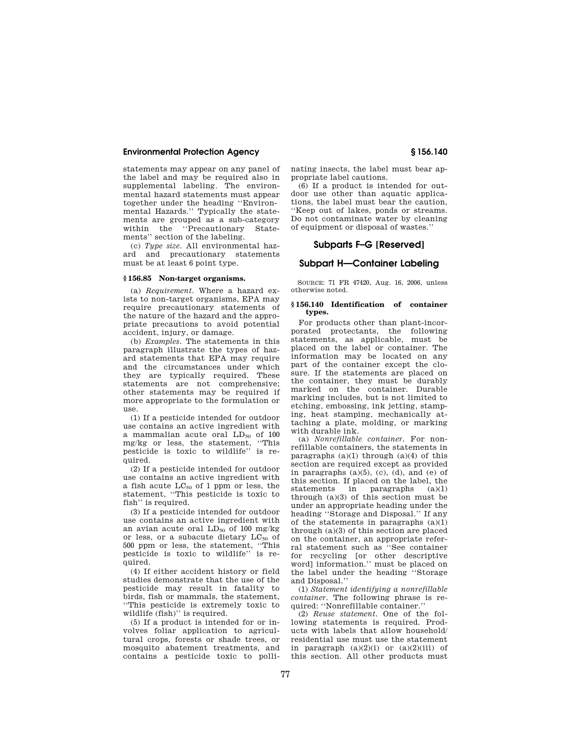statements may appear on any panel of the label and may be required also in supplemental labeling. The environmental hazard statements must appear together under the heading ''Environmental Hazards.'' Typically the statements are grouped as a sub-category within the ''Precautionary Statements'' section of the labeling.

(c) *Type size.* All environmental hazard and precautionary statements must be at least 6 point type.

### § 156.85 Non-target organisms.

(a) *Requirement.* Where a hazard exists to non-target organisms, EPA may require precautionary statements of the nature of the hazard and the appropriate precautions to avoid potential accident, injury, or damage.

(b) *Examples.* The statements in this paragraph illustrate the types of hazard statements that EPA may require and the circumstances under which they are typically required. These statements are not comprehensive; other statements may be required if more appropriate to the formulation or use.

(1) If a pesticide intended for outdoor use contains an active ingredient with a mammalian acute oral $LD_{50}$ of 100 mg/kg or less, the statement, ''This pesticide is toxic to wildlife'' is required.

(2) If a pesticide intended for outdoor use contains an active ingredient with a fish acute $LC_{50}$ of 1 ppm or less, the statement, ''This pesticide is toxic to fish'' is required.

(3) If a pesticide intended for outdoor use contains an active ingredient with an avian acute oral $LD_{50}$ of 100 mg/kg or less, or a subacute dietary $LC_{50}$ of 500 ppm or less, the statement, ''This pesticide is toxic to wildlife'' is required.

(4) If either accident history or field studies demonstrate that the use of the pesticide may result in fatality to birds, fish or mammals, the statement, ''This pesticide is extremely toxic to wildlife (fish)'' is required.

(5) If a product is intended for or involves foliar application to agricultural crops, forests or shade trees, or mosquito abatement treatments, and contains a pesticide toxic to pollinating insects, the label must bear appropriate label cautions.

(6) If a product is intended for outdoor use other than aquatic applications, the label must bear the caution, ''Keep out of lakes, ponds or streams. Do not contaminate water by cleaning of equipment or disposal of wastes.''

## Subparts F–G [Reserved]

## Subpart H—Container Labeling

SOURCE: 71 FR 47420, Aug. 16, 2006, unless otherwise noted.

### § 156.140 Identification of container types.

For products other than plant-incorporated protectants, the following statements, as applicable, must be placed on the label or container. The information may be located on any part of the container except the closure. If the statements are placed on the container, they must be durably marked on the container. Durable marking includes, but is not limited to etching, embossing, ink jetting, stamping, heat stamping, mechanically attaching a plate, molding, or marking with durable ink.

(a) *Nonrefillable container.* For nonrefillable containers, the statements in paragraphs (a)(1) through (a)(4) of this section are required except as provided in paragraphs (a)(5), (c), (d), and (e) of this section. If placed on the label, the statements in paragraphs (a)(1) through (a)(3) of this section must be under an appropriate heading under the heading ''Storage and Disposal.'' If any of the statements in paragraphs (a)(1) through (a)(3) of this section are placed on the container, an appropriate referral statement such as ''See container for recycling [or other descriptive word] information.'' must be placed on the label under the heading ''Storage and Disposal.''

(1) *Statement identifying a nonrefillable container.* The following phrase is required: ''Nonrefillable container.''

(2) *Reuse statement.* One of the following statements is required. Products with labels that allow household/residential use must use the statement in paragraph (a)(2)(i) or (a)(2)(iii) of this section. All other products must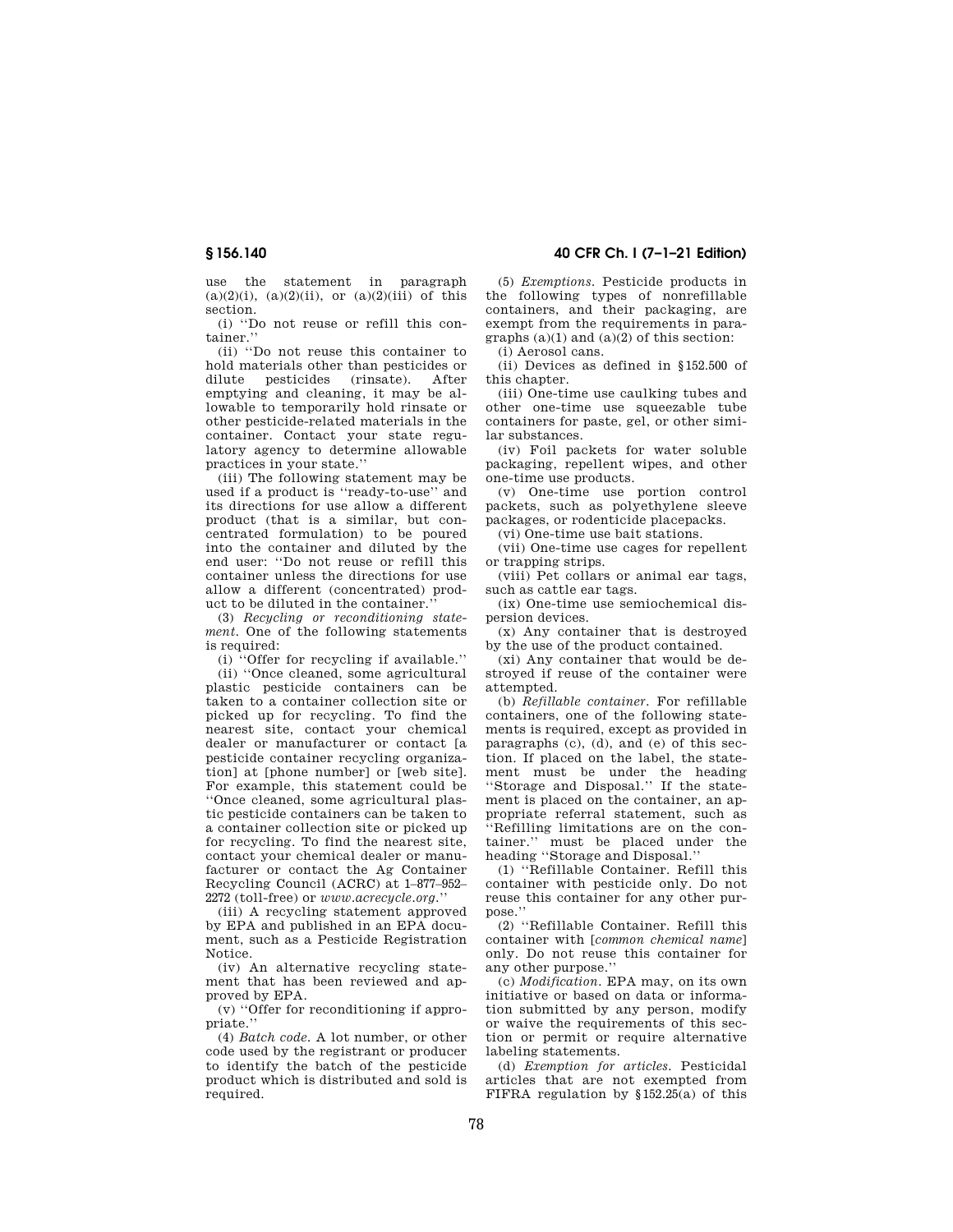use the statement in paragraph (a)(2)(i), (a)(2)(ii), or (a)(2)(iii) of this section.

(i) ''Do not reuse or refill this container.''

(ii) ''Do not reuse this container to hold materials other than pesticides or dilute pesticides (rinsate). After emptying and cleaning, it may be allowable to temporarily hold rinsate or other pesticide-related materials in the container. Contact your state regulatory agency to determine allowable practices in your state.''

(iii) The following statement may be used if a product is ''ready-to-use'' and its directions for use allow a different product (that is a similar, but concentrated formulation) to be poured into the container and diluted by the end user: ''Do not reuse or refill this container unless the directions for use allow a different (concentrated) product to be diluted in the container.''

(3) *Recycling or reconditioning statement.* One of the following statements is required:

(i) ''Offer for recycling if available.''

(ii) ''Once cleaned, some agricultural plastic pesticide containers can be taken to a container collection site or picked up for recycling. To find the nearest site, contact your chemical dealer or manufacturer or contact [a pesticide container recycling organization] at [phone number] or [web site]. For example, this statement could be ''Once cleaned, some agricultural plastic pesticide containers can be taken to a container collection site or picked up for recycling. To find the nearest site, contact your chemical dealer or manufacturer or contact the Ag Container Recycling Council (ACRC) at 1–877–952–2272 (toll-free) or *www.acrecycle.org.*''

(iii) A recycling statement approved by EPA and published in an EPA document, such as a Pesticide Registration Notice.

(iv) An alternative recycling statement that has been reviewed and approved by EPA.

(v) ''Offer for reconditioning if appropriate.''

(4) *Batch code.* A lot number, or other code used by the registrant or producer to identify the batch of the pesticide product which is distributed and sold is required.

(5) *Exemptions.* Pesticide products in the following types of nonrefillable containers, and their packaging, are exempt from the requirements in paragraphs (a)(1) and (a)(2) of this section:

(i) Aerosol cans.

(ii) Devices as defined in §152.500 of this chapter.

(iii) One-time use caulking tubes and other one-time use squeezable tube containers for paste, gel, or other similar substances.

(iv) Foil packets for water soluble packaging, repellent wipes, and other one-time use products.

(v) One-time use portion control packets, such as polyethylene sleeve packages, or rodenticide placepacks.

(vi) One-time use bait stations.

(vii) One-time use cages for repellent or trapping strips.

(viii) Pet collars or animal ear tags, such as cattle ear tags.

(ix) One-time use semiochemical dispersion devices.

(x) Any container that is destroyed by the use of the product contained.

(xi) Any container that would be destroyed if reuse of the container were attempted.

(b) *Refillable container.* For refillable containers, one of the following statements is required, except as provided in paragraphs (c), (d), and (e) of this section. If placed on the label, the statement must be under the heading ''Storage and Disposal.'' If the statement is placed on the container, an appropriate referral statement, such as ''Refilling limitations are on the container.'' must be placed under the heading ''Storage and Disposal.''

(1) ''Refillable Container. Refill this container with pesticide only. Do not reuse this container for any other purpose.''

(2) ''Refillable Container. Refill this container with [*common chemical name*] only. Do not reuse this container for any other purpose.''

(c) *Modification.* EPA may, on its own initiative or based on data or information submitted by any person, modify or waive the requirements of this section or permit or require alternative labeling statements.

(d) *Exemption for articles.* Pesticidal articles that are not exempted from FIFRA regulation by §152.25(a) of this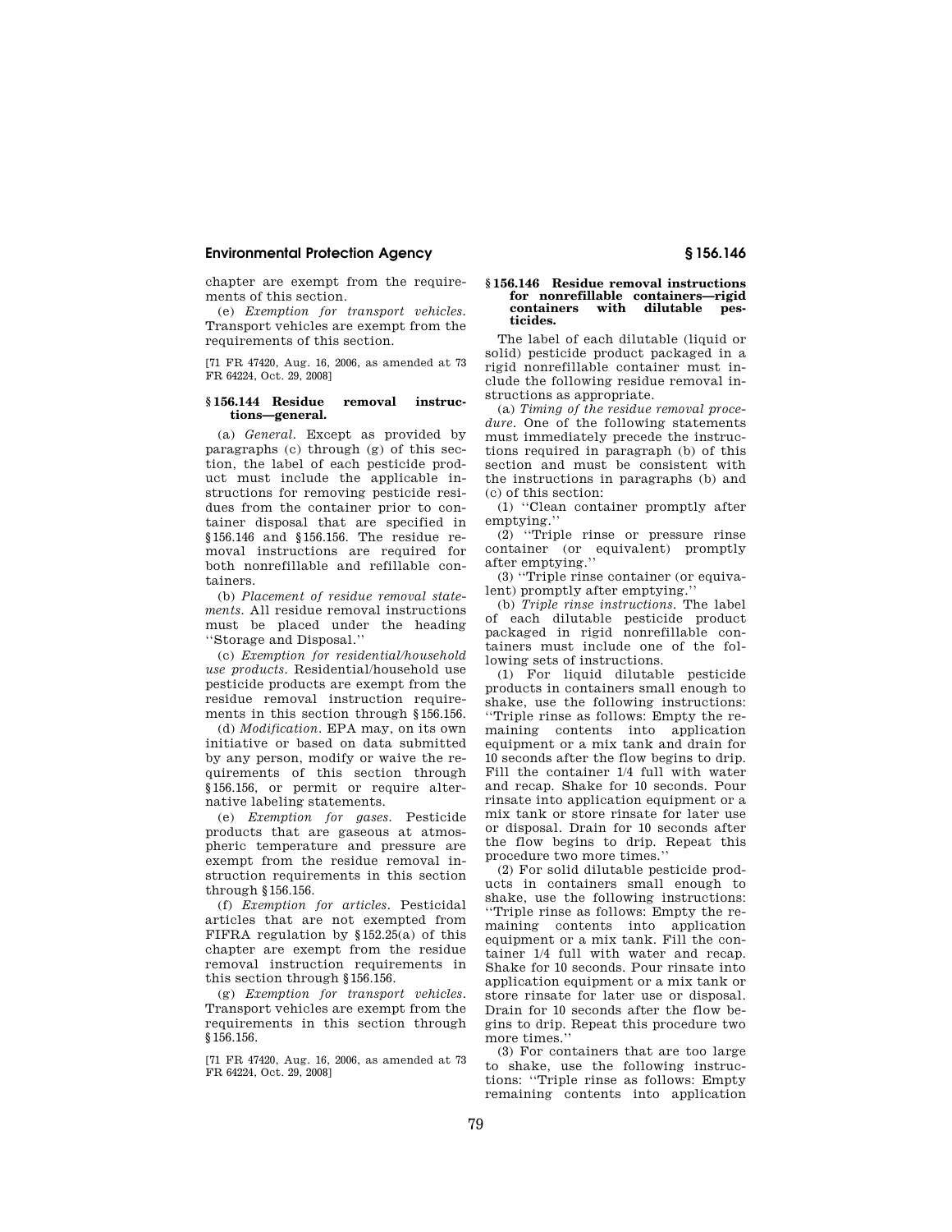chapter are exempt from the requirements of this section.

(e) *Exemption for transport vehicles.* Transport vehicles are exempt from the requirements of this section.

[71 FR 47420, Aug. 16, 2006, as amended at 73 FR 64224, Oct. 29, 2008]

### § 156.144 Residue removal instructions—general.

(a) *General.* Except as provided by paragraphs (c) through (g) of this section, the label of each pesticide product must include the applicable instructions for removing pesticide residues from the container prior to container disposal that are specified in §156.146 and §156.156. The residue removal instructions are required for both nonrefillable and refillable containers.

(b) *Placement of residue removal statements.* All residue removal instructions must be placed under the heading ''Storage and Disposal.''

(c) *Exemption for residential/household use products.* Residential/household use pesticide products are exempt from the residue removal instruction requirements in this section through §156.156.

(d) *Modification.* EPA may, on its own initiative or based on data submitted by any person, modify or waive the requirements of this section through §156.156, or permit or require alternative labeling statements.

(e) *Exemption for gases.* Pesticide products that are gaseous at atmospheric temperature and pressure are exempt from the residue removal instruction requirements in this section through §156.156.

(f) *Exemption for articles.* Pesticidal articles that are not exempted from FIFRA regulation by §152.25(a) of this chapter are exempt from the residue removal instruction requirements in this section through §156.156.

(g) *Exemption for transport vehicles.* Transport vehicles are exempt from the requirements in this section through §156.156.

[71 FR 47420, Aug. 16, 2006, as amended at 73 FR 64224, Oct. 29, 2008]

### § 156.146 Residue removal instructions for nonrefillable containers—rigid containers with dilutable pesticides.

The label of each dilutable (liquid or solid) pesticide product packaged in a rigid nonrefillable container must include the following residue removal instructions as appropriate.

(a) *Timing of the residue removal procedure.* One of the following statements must immediately precede the instructions required in paragraph (b) of this section and must be consistent with the instructions in paragraphs (b) and (c) of this section:

(1) ''Clean container promptly after emptying.''

(2) ''Triple rinse or pressure rinse container (or equivalent) promptly after emptying.''

(3) ''Triple rinse container (or equivalent) promptly after emptying.''

(b) *Triple rinse instructions.* The label of each dilutable pesticide product packaged in rigid nonrefillable containers must include one of the following sets of instructions.

(1) For liquid dilutable pesticide products in containers small enough to shake, use the following instructions: ''Triple rinse as follows: Empty the remaining contents into application equipment or a mix tank and drain for 10 seconds after the flow begins to drip. Fill the container 1/4 full with water and recap. Shake for 10 seconds. Pour rinsate into application equipment or a mix tank or store rinsate for later use or disposal. Drain for 10 seconds after the flow begins to drip. Repeat this procedure two more times.''

(2) For solid dilutable pesticide products in containers small enough to shake, use the following instructions: ''Triple rinse as follows: Empty the remaining contents into application equipment or a mix tank. Fill the container 1/4 full with water and recap. Shake for 10 seconds. Pour rinsate into application equipment or a mix tank or store rinsate for later use or disposal. Drain for 10 seconds after the flow begins to drip. Repeat this procedure two more times.''

(3) For containers that are too large to shake, use the following instructions: ''Triple rinse as follows: Empty remaining contents into application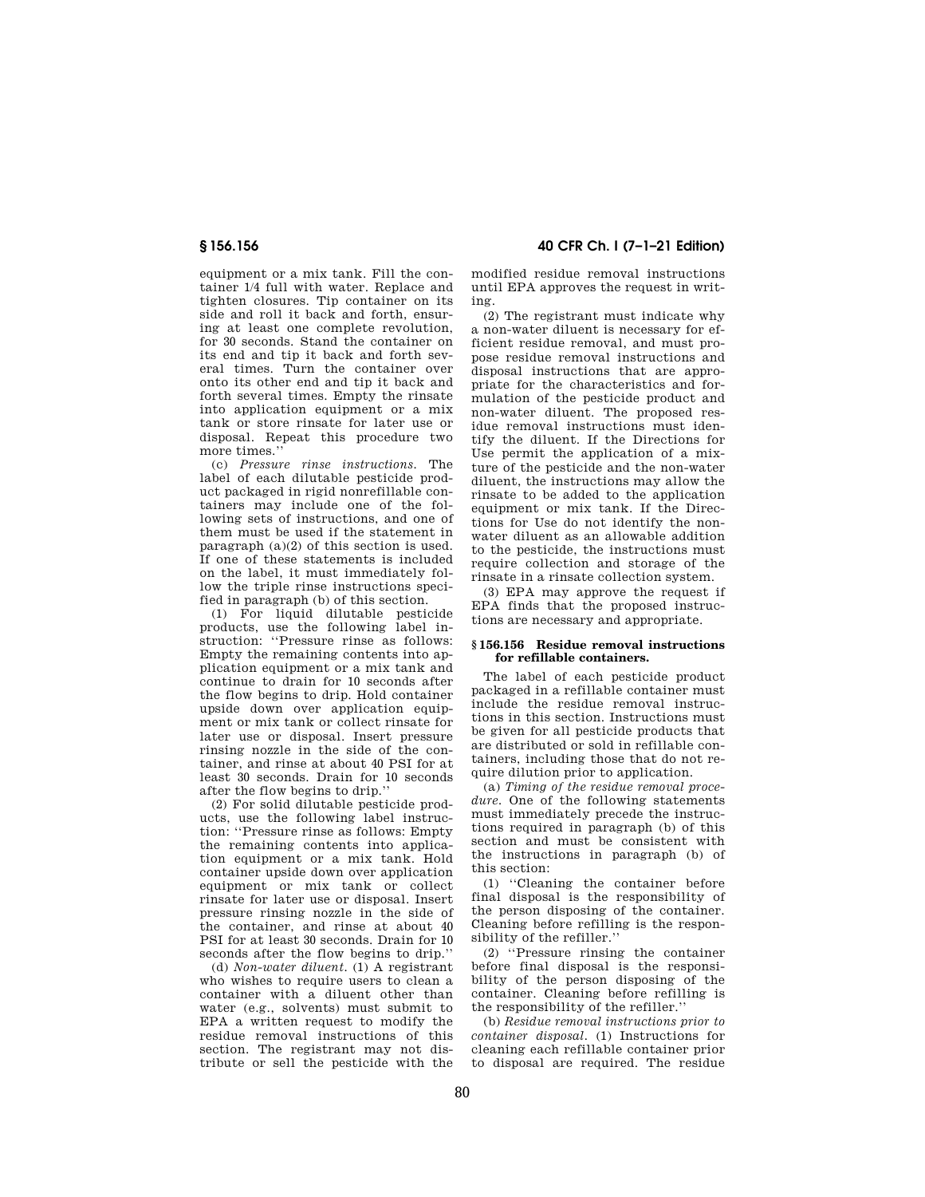equipment or a mix tank. Fill the container 1/4 full with water. Replace and tighten closures. Tip container on its side and roll it back and forth, ensuring at least one complete revolution, for 30 seconds. Stand the container on its end and tip it back and forth several times. Turn the container over onto its other end and tip it back and forth several times. Empty the rinsate into application equipment or a mix tank or store rinsate for later use or disposal. Repeat this procedure two more times.''

(c) *Pressure rinse instructions.* The label of each dilutable pesticide product packaged in rigid nonrefillable containers may include one of the following sets of instructions, and one of them must be used if the statement in paragraph (a)(2) of this section is used. If one of these statements is included on the label, it must immediately follow the triple rinse instructions specified in paragraph (b) of this section.

(1) For liquid dilutable pesticide products, use the following label instruction: ''Pressure rinse as follows: Empty the remaining contents into application equipment or a mix tank and continue to drain for 10 seconds after the flow begins to drip. Hold container upside down over application equipment or mix tank or collect rinsate for later use or disposal. Insert pressure rinsing nozzle in the side of the container, and rinse at about 40 PSI for at least 30 seconds. Drain for 10 seconds after the flow begins to drip.''

(2) For solid dilutable pesticide products, use the following label instruction: ''Pressure rinse as follows: Empty the remaining contents into application equipment or a mix tank. Hold container upside down over application equipment or mix tank or collect rinsate for later use or disposal. Insert pressure rinsing nozzle in the side of the container, and rinse at about 40 PSI for at least 30 seconds. Drain for 10 seconds after the flow begins to drip.''

(d) *Non-water diluent.* (1) A registrant who wishes to require users to clean a container with a diluent other than water (e.g., solvents) must submit to EPA a written request to modify the residue removal instructions of this section. The registrant may not distribute or sell the pesticide with the modified residue removal instructions until EPA approves the request in writing.

(2) The registrant must indicate why a non-water diluent is necessary for efficient residue removal, and must propose residue removal instructions and disposal instructions that are appropriate for the characteristics and formulation of the pesticide product and non-water diluent. The proposed residue removal instructions must identify the diluent. If the Directions for Use permit the application of a mixture of the pesticide and the non-water diluent, the instructions may allow the rinsate to be added to the application equipment or mix tank. If the Directions for Use do not identify the non-water diluent as an allowable addition to the pesticide, the instructions must require collection and storage of the rinsate in a rinsate collection system.

(3) EPA may approve the request if EPA finds that the proposed instructions are necessary and appropriate.

### § 156.156 Residue removal instructions for refillable containers.

The label of each pesticide product packaged in a refillable container must include the residue removal instructions in this section. Instructions must be given for all pesticide products that are distributed or sold in refillable containers, including those that do not require dilution prior to application.

(a) *Timing of the residue removal procedure.* One of the following statements must immediately precede the instructions required in paragraph (b) of this section and must be consistent with the instructions in paragraph (b) of this section:

(1) ''Cleaning the container before final disposal is the responsibility of the person disposing of the container. Cleaning before refilling is the responsibility of the refiller.''

(2) ''Pressure rinsing the container before final disposal is the responsibility of the person disposing of the container. Cleaning before refilling is the responsibility of the refiller.''

(b) *Residue removal instructions prior to container disposal.* (1) Instructions for cleaning each refillable container prior to disposal are required. The residue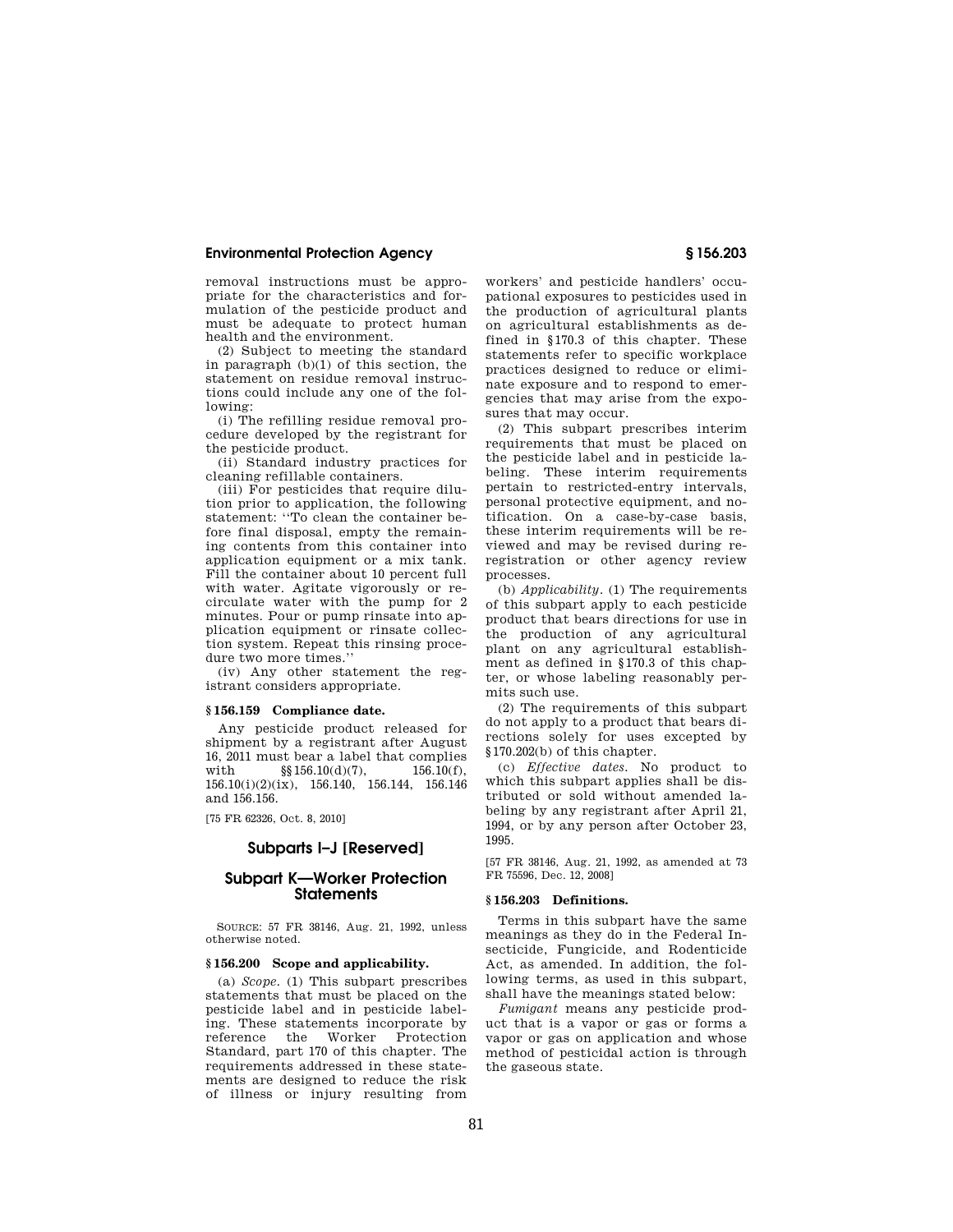removal instructions must be appropriate for the characteristics and formulation of the pesticide product and must be adequate to protect human health and the environment.

(2) Subject to meeting the standard in paragraph (b)(1) of this section, the statement on residue removal instructions could include any one of the following:

(i) The refilling residue removal procedure developed by the registrant for the pesticide product.

(ii) Standard industry practices for cleaning refillable containers.

(iii) For pesticides that require dilution prior to application, the following statement: "To clean the container before final disposal, empty the remaining contents from this container into application equipment or a mix tank. Fill the container about 10 percent full with water. Agitate vigorously or recirculate water with the pump for 2 minutes. Pour or pump rinsate into application equipment or rinsate collection system. Repeat this rinsing procedure two more times."

(iv) Any other statement the registrant considers appropriate.

### § 156.159 Compliance date.

Any pesticide product released for shipment by a registrant after August 16, 2011 must bear a label that complies with §§ 156.10(d)(7), 156.10(f), 156.10(i)(2)(ix), 156.140, 156.144, 156.146 and 156.156.

[75 FR 62326, Oct. 8, 2010]

## Subparts I–J [Reserved]

## Subpart K—Worker Protection Statements

SOURCE: 57 FR 38146, Aug. 21, 1992, unless otherwise noted.

### § 156.200 Scope and applicability.

(a) *Scope.* (1) This subpart prescribes statements that must be placed on the pesticide label and in pesticide labeling. These statements incorporate by reference the Worker Protection Standard, part 170 of this chapter. The requirements addressed in these statements are designed to reduce the risk of illness or injury resulting from workers' and pesticide handlers' occupational exposures to pesticides used in the production of agricultural plants on agricultural establishments as defined in § 170.3 of this chapter. These statements refer to specific workplace practices designed to reduce or eliminate exposure and to respond to emergencies that may arise from the exposures that may occur.

(2) This subpart prescribes interim requirements that must be placed on the pesticide label and in pesticide labeling. These interim requirements pertain to restricted-entry intervals, personal protective equipment, and notification. On a case-by-case basis, these interim requirements will be reviewed and may be revised during reregistration or other agency review processes.

(b) *Applicability.* (1) The requirements of this subpart apply to each pesticide product that bears directions for use in the production of any agricultural plant on any agricultural establishment as defined in § 170.3 of this chapter, or whose labeling reasonably permits such use.

(2) The requirements of this subpart do not apply to a product that bears directions solely for uses excepted by § 170.202(b) of this chapter.

(c) *Effective dates.* No product to which this subpart applies shall be distributed or sold without amended labeling by any registrant after April 21, 1994, or by any person after October 23, 1995.

[57 FR 38146, Aug. 21, 1992, as amended at 73 FR 75596, Dec. 12, 2008]

### § 156.203 Definitions.

Terms in this subpart have the same meanings as they do in the Federal Insecticide, Fungicide, and Rodenticide Act, as amended. In addition, the following terms, as used in this subpart, shall have the meanings stated below:

*Fumigant* means any pesticide product that is a vapor or gas or forms a vapor or gas on application and whose method of pesticidal action is through the gaseous state.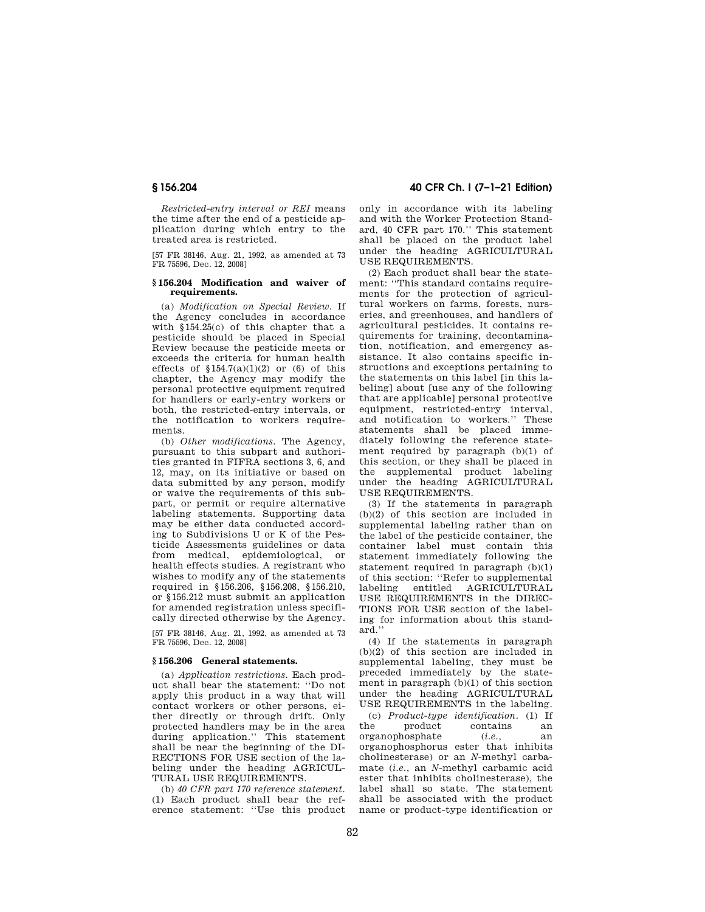*Restricted-entry interval or REI* means the time after the end of a pesticide application during which entry to the treated area is restricted.

[57 FR 38146, Aug. 21, 1992, as amended at 73 FR 75596, Dec. 12, 2008]

### § 156.204 Modification and waiver of requirements.

(a) *Modification on Special Review.* If the Agency concludes in accordance with §154.25(c) of this chapter that a pesticide should be placed in Special Review because the pesticide meets or exceeds the criteria for human health effects of §154.7(a)(1)(2) or (6) of this chapter, the Agency may modify the personal protective equipment required for handlers or early-entry workers or both, the restricted-entry intervals, or the notification to workers requirements.

(b) *Other modifications.* The Agency, pursuant to this subpart and authorities granted in FIFRA sections 3, 6, and 12, may, on its initiative or based on data submitted by any person, modify or waive the requirements of this subpart, or permit or require alternative labeling statements. Supporting data may be either data conducted according to Subdivisions U or K of the Pesticide Assessments guidelines or data from medical, epidemiological, or health effects studies. A registrant who wishes to modify any of the statements required in §156.206, §156.208, §156.210, or §156.212 must submit an application for amended registration unless specifically directed otherwise by the Agency.

[57 FR 38146, Aug. 21, 1992, as amended at 73 FR 75596, Dec. 12, 2008]

### § 156.206 General statements.

(a) *Application restrictions.* Each product shall bear the statement: ''Do not apply this product in a way that will contact workers or other persons, either directly or through drift. Only protected handlers may be in the area during application.'' This statement shall be near the beginning of the DIRECTIONS FOR USE section of the labeling under the heading AGRICULTURAL USE REQUIREMENTS.

(b) *40 CFR part 170 reference statement.* (1) Each product shall bear the reference statement: ''Use this product only in accordance with its labeling and with the Worker Protection Standard, 40 CFR part 170.'' This statement shall be placed on the product label under the heading AGRICULTURAL USE REQUIREMENTS.

(2) Each product shall bear the statement: ''This standard contains requirements for the protection of agricultural workers on farms, forests, nurseries, and greenhouses, and handlers of agricultural pesticides. It contains requirements for training, decontamination, notification, and emergency assistance. It also contains specific instructions and exceptions pertaining to the statements on this label [in this labeling] about [use any of the following that are applicable] personal protective equipment, restricted-entry interval, and notification to workers.'' These statements shall be placed immediately following the reference statement required by paragraph (b)(1) of this section, or they shall be placed in the supplemental product labeling under the heading AGRICULTURAL USE REQUIREMENTS.

(3) If the statements in paragraph (b)(2) of this section are included in supplemental labeling rather than on the label of the pesticide container, the container label must contain this statement immediately following the statement required in paragraph (b)(1) of this section: ''Refer to supplemental labeling entitled AGRICULTURAL USE REQUIREMENTS in the DIRECTIONS FOR USE section of the labeling for information about this standard.''

(4) If the statements in paragraph (b)(2) of this section are included in supplemental labeling, they must be preceded immediately by the statement in paragraph (b)(1) of this section under the heading AGRICULTURAL USE REQUIREMENTS in the labeling.

(c) *Product-type identification.* (1) If the product contains an organophosphate (*i.e.*, an organophosphorus ester that inhibits cholinesterase) or an *N*-methyl carbamate (*i.e.*, an *N*-methyl carbamic acid ester that inhibits cholinesterase), the label shall so state. The statement shall be associated with the product name or product-type identification or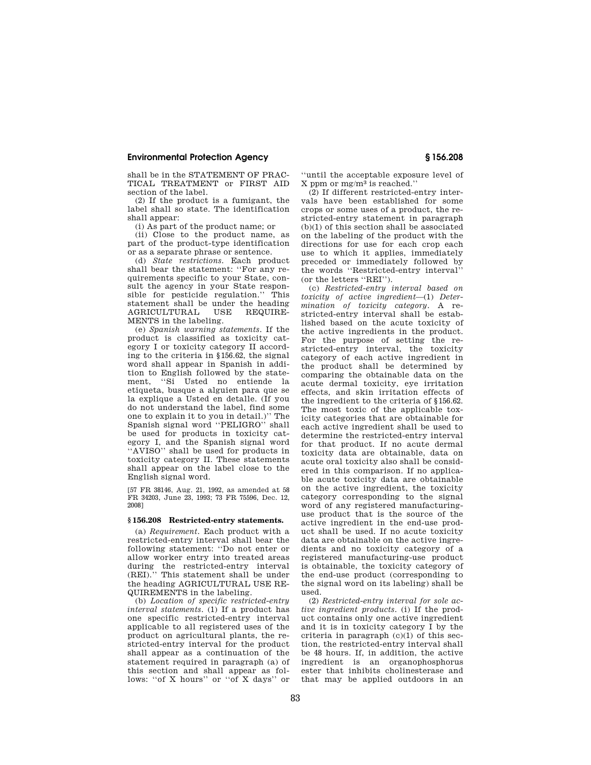shall be in the STATEMENT OF PRACTICAL TREATMENT or FIRST AID section of the label.

(2) If the product is a fumigant, the label shall so state. The identification shall appear:

(i) As part of the product name; or

(ii) Close to the product name, as part of the product-type identification or as a separate phrase or sentence.

(d) *State restrictions.* Each product shall bear the statement: ''For any requirements specific to your State, consult the agency in your State responsible for pesticide regulation.'' This statement shall be under the heading AGRICULTURAL USE REQUIREMENTS in the labeling.

(e) *Spanish warning statements.* If the product is classified as toxicity category I or toxicity category II according to the criteria in §156.62, the signal word shall appear in Spanish in addition to English followed by the statement, ''Si Usted no entiende la etiqueta, busque a alguien para que se la explique a Usted en detalle. (If you do not understand the label, find some one to explain it to you in detail.)'' The Spanish signal word ''PELIGRO'' shall be used for products in toxicity category I, and the Spanish signal word ''AVISO'' shall be used for products in toxicity category II. These statements shall appear on the label close to the English signal word.

[57 FR 38146, Aug. 21, 1992, as amended at 58 FR 34203, June 23, 1993; 73 FR 75596, Dec. 12, 2008]

## § 156.208 Restricted-entry statements.

(a) *Requirement.* Each product with a restricted-entry interval shall bear the following statement: ''Do not enter or allow worker entry into treated areas during the restricted-entry interval (REI).'' This statement shall be under the heading AGRICULTURAL USE REQUIREMENTS in the labeling.

(b) *Location of specific restricted-entry interval statements.* (1) If a product has one specific restricted-entry interval applicable to all registered uses of the product on agricultural plants, the restricted-entry interval for the product shall appear as a continuation of the statement required in paragraph (a) of this section and shall appear as follows: ''of X hours'' or ''of X days'' or ''until the acceptable exposure level of X ppm or mg/m$^3$ is reached.''

(2) If different restricted-entry intervals have been established for some crops or some uses of a product, the restricted-entry statement in paragraph (b)(1) of this section shall be associated on the labeling of the product with the directions for use for each crop each use to which it applies, immediately preceded or immediately followed by the words ''Restricted-entry interval'' (or the letters ''REI'').

(c) *Restricted-entry interval based on toxicity of active ingredient*—(1) *Determination of toxicity category.* A restricted-entry interval shall be established based on the acute toxicity of the active ingredients in the product. For the purpose of setting the restricted-entry interval, the toxicity category of each active ingredient in the product shall be determined by comparing the obtainable data on the acute dermal toxicity, eye irritation effects, and skin irritation effects of the ingredient to the criteria of §156.62. The most toxic of the applicable toxicity categories that are obtainable for each active ingredient shall be used to determine the restricted-entry interval for that product. If no acute dermal toxicity data are obtainable, data on acute oral toxicity also shall be considered in this comparison. If no applicable acute toxicity data are obtainable on the active ingredient, the toxicity category corresponding to the signal word of any registered manufacturing-use product that is the source of the active ingredient in the end-use product shall be used. If no acute toxicity data are obtainable on the active ingredients and no toxicity category of a registered manufacturing-use product is obtainable, the toxicity category of the end-use product (corresponding to the signal word on its labeling) shall be used.

(2) *Restricted-entry interval for sole active ingredient products.* (i) If the product contains only one active ingredient and it is in toxicity category I by the criteria in paragraph (c)(1) of this section, the restricted-entry interval shall be 48 hours. If, in addition, the active ingredient is an organophosphorus ester that inhibits cholinesterase and that may be applied outdoors in an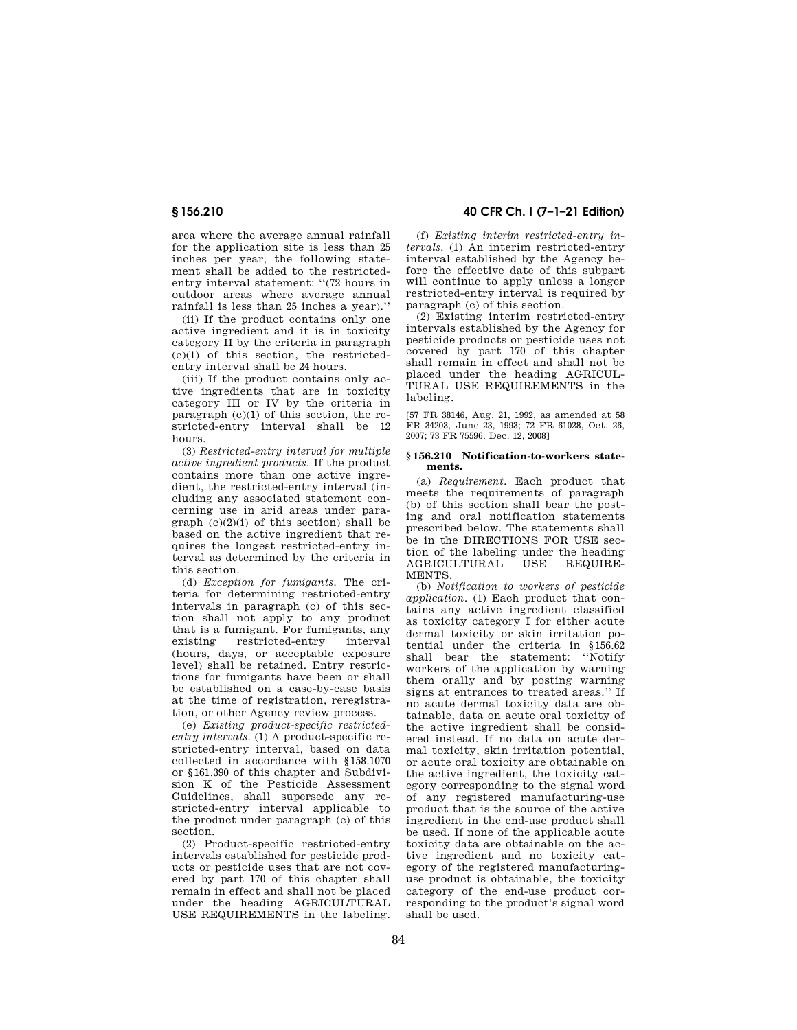area where the average annual rainfall for the application site is less than 25 inches per year, the following statement shall be added to the restricted-entry interval statement: "(72 hours in outdoor areas where average annual rainfall is less than 25 inches a year)."

(ii) If the product contains only one active ingredient and it is in toxicity category II by the criteria in paragraph (c)(1) of this section, the restricted-entry interval shall be 24 hours.

(iii) If the product contains only active ingredients that are in toxicity category III or IV by the criteria in paragraph (c)(1) of this section, the restricted-entry interval shall be 12 hours.

(3) *Restricted-entry interval for multiple active ingredient products.* If the product contains more than one active ingredient, the restricted-entry interval (including any associated statement concerning use in arid areas under paragraph (c)(2)(i) of this section) shall be based on the active ingredient that requires the longest restricted-entry interval as determined by the criteria in this section.

(d) *Exception for fumigants.* The criteria for determining restricted-entry intervals in paragraph (c) of this section shall not apply to any product that is a fumigant. For fumigants, any existing restricted-entry interval (hours, days, or acceptable exposure level) shall be retained. Entry restrictions for fumigants have been or shall be established on a case-by-case basis at the time of registration, reregistration, or other Agency review process.

(e) *Existing product-specific restricted-entry intervals.* (1) A product-specific restricted-entry interval, based on data collected in accordance with §158.1070 or §161.390 of this chapter and Subdivision K of the Pesticide Assessment Guidelines, shall supersede any restricted-entry interval applicable to the product under paragraph (c) of this section.

(2) Product-specific restricted-entry intervals established for pesticide products or pesticide uses that are not covered by part 170 of this chapter shall remain in effect and shall not be placed under the heading AGRICULTURAL USE REQUIREMENTS in the labeling.

(f) *Existing interim restricted-entry intervals.* (1) An interim restricted-entry interval established by the Agency before the effective date of this subpart will continue to apply unless a longer restricted-entry interval is required by paragraph (c) of this section.

(2) Existing interim restricted-entry intervals established by the Agency for pesticide products or pesticide uses not covered by part 170 of this chapter shall remain in effect and shall not be placed under the heading AGRICULTURAL USE REQUIREMENTS in the labeling.

[57 FR 38146, Aug. 21, 1992, as amended at 58 FR 34203, June 23, 1993; 72 FR 61028, Oct. 26, 2007; 73 FR 75596, Dec. 12, 2008]

### §156.210 Notification-to-workers statements.

(a) *Requirement.* Each product that meets the requirements of paragraph (b) of this section shall bear the posting and oral notification statements prescribed below. The statements shall be in the DIRECTIONS FOR USE section of the labeling under the heading AGRICULTURAL USE REQUIREMENTS.

(b) *Notification to workers of pesticide application.* (1) Each product that contains any active ingredient classified as toxicity category I for either acute dermal toxicity or skin irritation potential under the criteria in §156.62 shall bear the statement: "Notify workers of the application by warning them orally and by posting warning signs at entrances to treated areas." If no acute dermal toxicity data are obtainable, data on acute oral toxicity of the active ingredient shall be considered instead. If no data on acute dermal toxicity, skin irritation potential, or acute oral toxicity are obtainable on the active ingredient, the toxicity category corresponding to the signal word of any registered manufacturing-use product that is the source of the active ingredient in the end-use product shall be used. If none of the applicable acute toxicity data are obtainable on the active ingredient and no toxicity category of the registered manufacturing-use product is obtainable, the toxicity category of the end-use product corresponding to the product's signal word shall be used.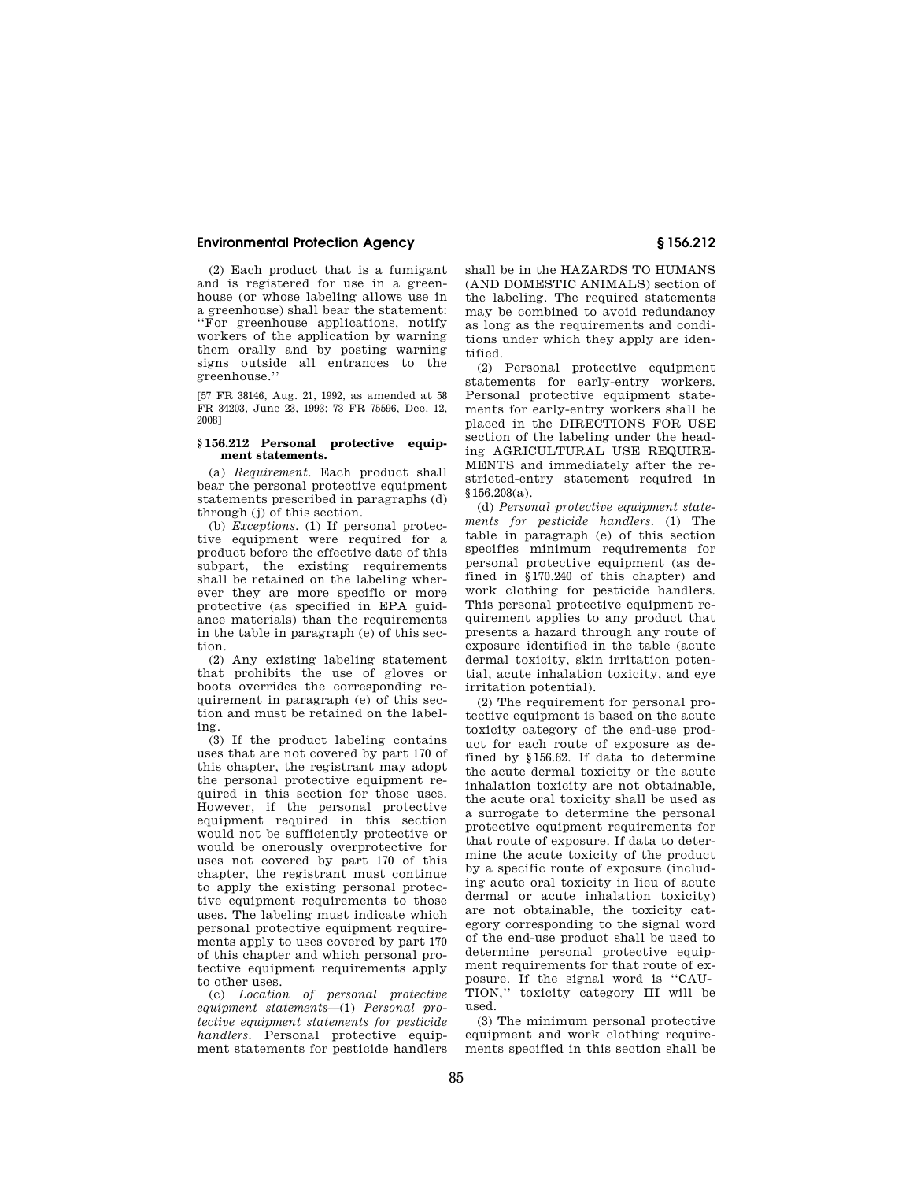(2) Each product that is a fumigant and is registered for use in a greenhouse (or whose labeling allows use in a greenhouse) shall bear the statement: ''For greenhouse applications, notify workers of the application by warning them orally and by posting warning signs outside all entrances to the greenhouse.''

[57 FR 38146, Aug. 21, 1992, as amended at 58 FR 34203, June 23, 1993; 73 FR 75596, Dec. 12, 2008]

## § 156.212 Personal protective equipment statements.

(a) *Requirement.* Each product shall bear the personal protective equipment statements prescribed in paragraphs (d) through (j) of this section.

(b) *Exceptions.* (1) If personal protective equipment were required for a product before the effective date of this subpart, the existing requirements shall be retained on the labeling wherever they are more specific or more protective (as specified in EPA guidance materials) than the requirements in the table in paragraph (e) of this section.

(2) Any existing labeling statement that prohibits the use of gloves or boots overrides the corresponding requirement in paragraph (e) of this section and must be retained on the labeling.

(3) If the product labeling contains uses that are not covered by part 170 of this chapter, the registrant may adopt the personal protective equipment required in this section for those uses. However, if the personal protective equipment required in this section would not be sufficiently protective or would be onerously overprotective for uses not covered by part 170 of this chapter, the registrant must continue to apply the existing personal protective equipment requirements to those uses. The labeling must indicate which personal protective equipment requirements apply to uses covered by part 170 of this chapter and which personal protective equipment requirements apply to other uses.

(c) *Location of personal protective equipment statements*—(1) *Personal protective equipment statements for pesticide handlers.* Personal protective equipment statements for pesticide handlers shall be in the HAZARDS TO HUMANS (AND DOMESTIC ANIMALS) section of the labeling. The required statements may be combined to avoid redundancy as long as the requirements and conditions under which they apply are identified.

(2) Personal protective equipment statements for early-entry workers. Personal protective equipment statements for early-entry workers shall be placed in the DIRECTIONS FOR USE section of the labeling under the heading AGRICULTURAL USE REQUIREMENTS and immediately after the restricted-entry statement required in §156.208(a).

(d) *Personal protective equipment statements for pesticide handlers.* (1) The table in paragraph (e) of this section specifies minimum requirements for personal protective equipment (as defined by §170.240 of this chapter) and work clothing for pesticide handlers. This personal protective equipment requirement applies to any product that presents a hazard through any route of exposure identified in the table (acute dermal toxicity, skin irritation potential, acute inhalation toxicity, and eye irritation potential).

(2) The requirement for personal protective equipment is based on the acute toxicity category of the end-use product for each route of exposure as defined by §156.62. If data to determine the acute dermal toxicity or the acute inhalation toxicity are not obtainable, the acute oral toxicity shall be used as a surrogate to determine the personal protective equipment requirements for that route of exposure. If data to determine the acute toxicity of the product by a specific route of exposure (including acute oral toxicity in lieu of acute dermal or acute inhalation toxicity) are not obtainable, the toxicity category corresponding to the signal word of the end-use product shall be used to determine personal protective equipment requirements for that route of exposure. If the signal word is ''CAUTION,'' toxicity category III will be used.

(3) The minimum personal protective equipment and work clothing requirements specified in this section shall be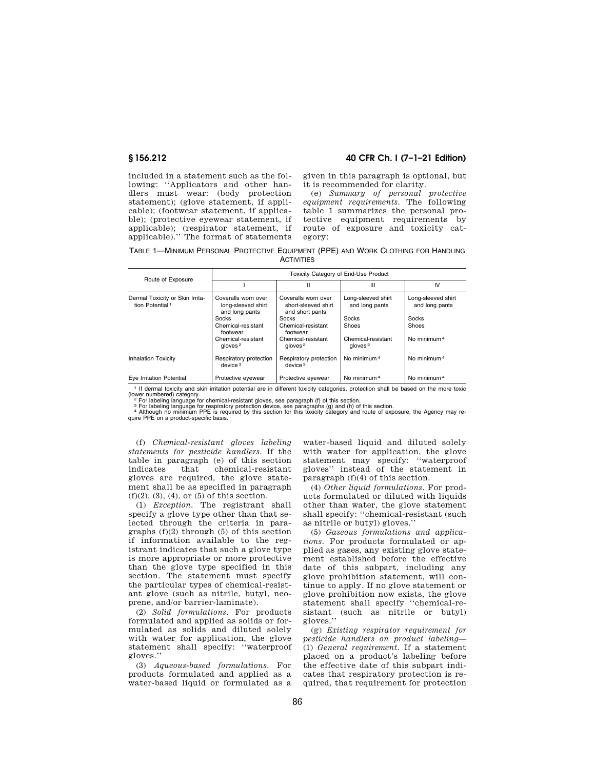included in a statement such as the following: ''Applicators and other handlers must wear: (body protection statement); (glove statement, if applicable); (footwear statement, if applicable); (protective eyewear statement, if applicable); (respirator statement, if applicable).'' The format of statements given in this paragraph is optional, but it is recommended for clarity.

(e) *Summary of personal protective equipment requirements.* The following table 1 summarizes the personal protective equipment requirements by route of exposure and toxicity category:

TABLE 1—MINIMUM PERSONAL PROTECTIVE EQUIPMENT (PPE) AND WORK CLOTHING FOR HANDLING ACTIVITIES

| Route of Exposure | Toxicity Category of End-Use Product | | | |
|---|---|---|---|---|
| | I | II | III | IV |
| Dermal Toxicity or Skin Irritation Potential [1] | Coveralls worn over long-sleeved shirt and long pants<br>Socks<br>Chemical-resistant footwear<br>Chemical-resistant gloves [2] | Coveralls worn over short-sleeved shirt and short pants<br>Socks<br>Chemical-resistant footwear<br>Chemical-resistant gloves [2] | Long-sleeved shirt and long pants<br>Socks<br>Shoes<br>Chemical-resistant gloves [2] | Long-sleeved shirt and long pants<br>Socks<br>Shoes<br>No minimum [4] |
| Inhalation Toxicity | Respiratory protection device [3] | Respiratory protection device [3] | No minimum [4] | No minimum [4] |
| Eye Irritation Potential | Protective eyewear | Protective eyewear | No minimum [4] | No minimum [4] |

[1] If dermal toxicity and skin irritation potential are in different toxicity categories, protection shall be based on the more toxic (lower numbered) category.
[2] For labeling language for chemical-resistant gloves, see paragraph (f) of this section.
[3] For labeling language for respiratory protection device, see paragraphs (g) and (h) of this section.
[4] Although no minimum PPE is required by this section for this toxicity category and route of exposure, the Agency may require PPE on a product-specific basis.

(f) *Chemical-resistant gloves labeling statements for pesticide handlers.* If the table in paragraph (e) of this section indicates that chemical-resistant gloves are required, the glove statement shall be as specified in paragraph (f)(2), (3), (4), or (5) of this section.

(1) *Exception.* The registrant shall specify a glove type other than that selected through the criteria in paragraphs (f)(2) through (5) of this section if information available to the registrant indicates that such a glove type is more appropriate or more protective than the glove type specified in this section. The statement must specify the particular types of chemical-resistant glove (such as nitrile, butyl, neoprene, and/or barrier-laminate).

(2) *Solid formulations.* For products formulated and applied as solids or formulated as solids and diluted solely with water for application, the glove statement shall specify: ''waterproof gloves.''

(3) *Aqueous-based formulations.* For products formulated and applied as a water-based liquid or formulated as a water-based liquid and diluted solely with water for application, the glove statement may specify: ''waterproof gloves'' instead of the statement in paragraph (f)(4) of this section.

(4) *Other liquid formulations.* For products formulated or diluted with liquids other than water, the glove statement shall specify: ''chemical-resistant (such as nitrile or butyl) gloves.''

(5) *Gaseous formulations and applications.* For products formulated or applied as gases, any existing glove statement established before the effective date of this subpart, including any glove prohibition statement, will continue to apply. If no glove statement or glove prohibition now exists, the glove statement shall specify ''chemical-resistant (such as nitrile or butyl) gloves.''

(g) *Existing respirator requirement for pesticide handlers on product labeling*—(1) *General requirement.* If a statement placed on a product's labeling before the effective date of this subpart indicates that respiratory protection is required, that requirement for protection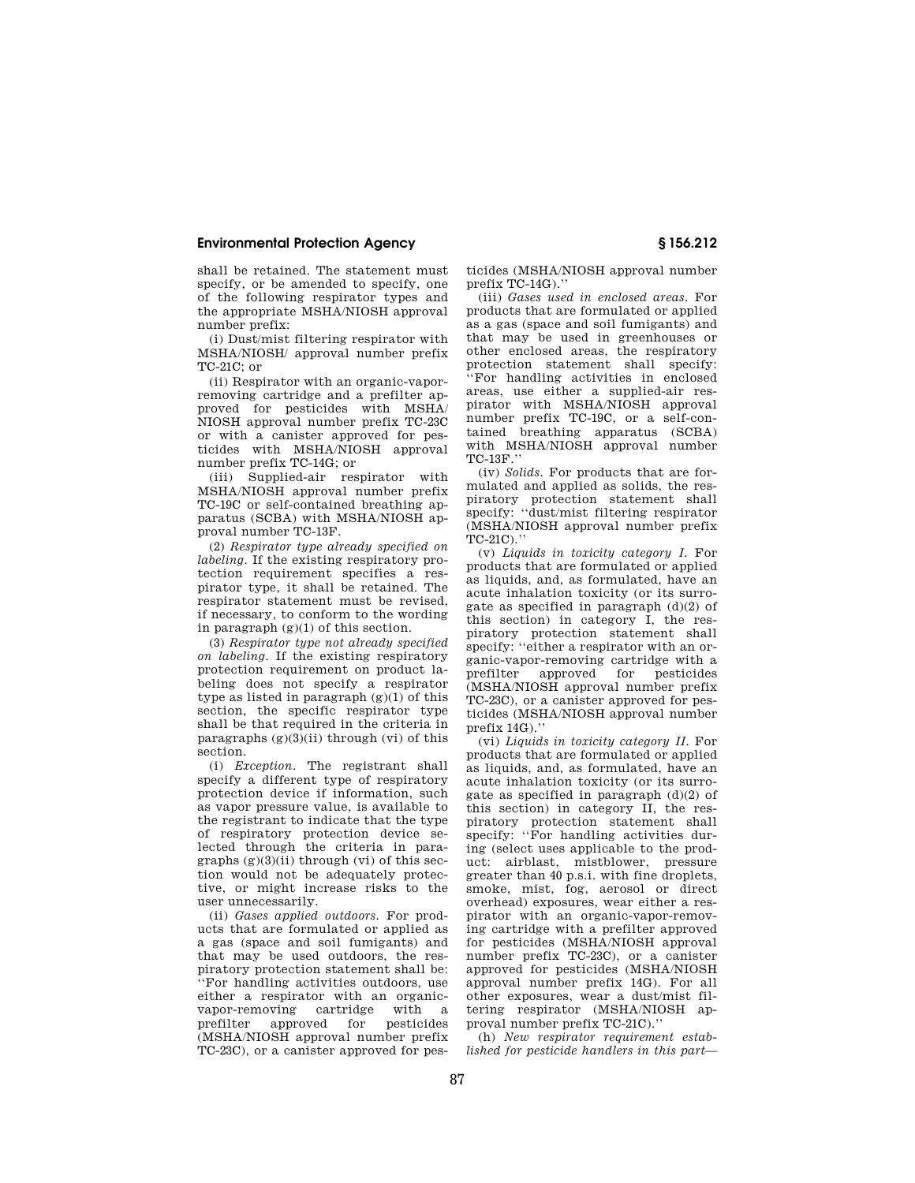shall be retained. The statement must specify, or be amended to specify, one of the following respirator types and the appropriate MSHA/NIOSH approval number prefix:

(i) Dust/mist filtering respirator with MSHA/NIOSH/ approval number prefix TC-21C; or

(ii) Respirator with an organic-vapor-removing cartridge and a prefilter approved for pesticides with MSHA/NIOSH approval number prefix TC-23C or with a canister approved for pesticides with MSHA/NIOSH approval number prefix TC-14G; or

(iii) Supplied-air respirator with MSHA/NIOSH approval number prefix TC-19C or self-contained breathing apparatus (SCBA) with MSHA/NIOSH approval number TC-13F.

(2) *Respirator type already specified on labeling.* If the existing respiratory protection requirement specifies a respirator type, it shall be retained. The respirator statement must be revised, if necessary, to conform to the wording in paragraph (g)(1) of this section.

(3) *Respirator type not already specified on labeling.* If the existing respiratory protection requirement on product labeling does not specify a respirator type as listed in paragraph (g)(1) of this section, the specific respirator type shall be that required in the criteria in paragraphs (g)(3)(ii) through (vi) of this section.

(i) *Exception.* The registrant shall specify a different type of respiratory protection device if information, such as vapor pressure value, is available to the registrant to indicate that the type of respiratory protection device selected through the criteria in paragraphs (g)(3)(ii) through (vi) of this section would not be adequately protective, or might increase risks to the user unnecessarily.

(ii) *Gases applied outdoors.* For products that are formulated or applied as a gas (space and soil fumigants) and that may be used outdoors, the respiratory protection statement shall be: ''For handling activities outdoors, use either a respirator with an organic-vapor-removing cartridge with a prefilter approved for pesticides (MSHA/NIOSH approval number prefix TC-23C), or a canister approved for pesticides (MSHA/NIOSH approval number prefix TC-14G).''

(iii) *Gases used in enclosed areas.* For products that are formulated or applied as a gas (space and soil fumigants) and that may be used in greenhouses or other enclosed areas, the respiratory protection statement shall specify: ''For handling activities in enclosed areas, use either a supplied-air respirator with MSHA/NIOSH approval number prefix TC-19C, or a self-contained breathing apparatus (SCBA) with MSHA/NIOSH approval number TC-13F.''

(iv) *Solids.* For products that are formulated and applied as solids, the respiratory protection statement shall specify: ''dust/mist filtering respirator (MSHA/NIOSH approval number prefix TC-21C).''

(v) *Liquids in toxicity category I.* For products that are formulated or applied as liquids, and, as formulated, have an acute inhalation toxicity (or its surrogate as specified in paragraph (d)(2) of this section) in category I, the respiratory protection statement shall specify: ''either a respirator with an organic-vapor-removing cartridge with a prefilter approved for pesticides (MSHA/NIOSH approval number prefix TC-23C), or a canister approved for pesticides (MSHA/NIOSH approval number prefix 14G).''

(vi) *Liquids in toxicity category II.* For products that are formulated or applied as liquids, and, as formulated, have an acute inhalation toxicity (or its surrogate as specified in paragraph (d)(2) of this section) in category II, the respiratory protection statement shall specify: ''For handling activities during (select uses applicable to the product: airblast, mistblower, pressure greater than 40 p.s.i. with fine droplets, smoke, mist, fog, aerosol or direct overhead) exposures, wear either a respirator with an organic-vapor-removing cartridge with a prefilter approved for pesticides (MSHA/NIOSH approval number prefix TC-23C), or a canister approved for pesticides (MSHA/NIOSH approval number prefix 14G). For all other exposures, wear a dust/mist filtering respirator (MSHA/NIOSH approval number prefix TC-21C).''

(h) *New respirator requirement established for pesticide handlers in this part—*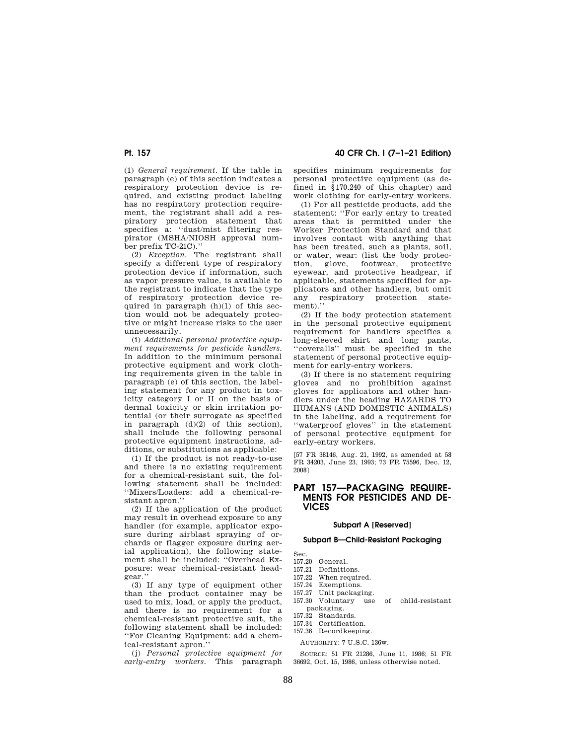(1) *General requirement.* If the table in paragraph (e) of this section indicates a respiratory protection device is required, and existing product labeling has no respiratory protection requirement, the registrant shall add a respiratory protection statement that specifies a: ''dust/mist filtering respirator (MSHA/NIOSH approval number prefix TC-21C).''

(2) *Exception.* The registrant shall specify a different type of respiratory protection device if information, such as vapor pressure value, is available to the registrant to indicate that the type of respiratory protection device required in paragraph (h)(1) of this section would not be adequately protective or might increase risks to the user unnecessarily.

(i) *Additional personal protective equipment requirements for pesticide handlers.* In addition to the minimum personal protective equipment and work clothing requirements given in the table in paragraph (e) of this section, the labeling statement for any product in toxicity category I or II on the basis of dermal toxicity or skin irritation potential (or their surrogate as specified in paragraph (d)(2) of this section), shall include the following personal protective equipment instructions, additions, or substitutions as applicable:

(1) If the product is not ready-to-use and there is no existing requirement for a chemical-resistant suit, the following statement shall be included: ''Mixers/Loaders: add a chemical-resistant apron.''

(2) If the application of the product may result in overhead exposure to any handler (for example, applicator exposure during airblast spraying of orchards or flagger exposure during aerial application), the following statement shall be included: ''Overhead Exposure: wear chemical-resistant headgear.''

(3) If any type of equipment other than the product container may be used to mix, load, or apply the product, and there is no requirement for a chemical-resistant protective suit, the following statement shall be included: ''For Cleaning Equipment: add a chemical-resistant apron.''

(j) *Personal protective equipment for early-entry workers.* This paragraph specifies minimum requirements for personal protective equipment (as defined in §170.240 of this chapter) and work clothing for early-entry workers.

(1) For all pesticide products, add the statement: ''For early entry to treated areas that is permitted under the Worker Protection Standard and that involves contact with anything that has been treated, such as plants, soil, or water, wear: (list the body protection, glove, footwear, protective eyewear, and protective headgear, if applicable, statements specified for applicators and other handlers, but omit any respiratory protection statement).''

(2) If the body protection statement in the personal protective equipment requirement for handlers specifies a long-sleeved shirt and long pants, ''coveralls'' must be specified in the statement of personal protective equipment for early-entry workers.

(3) If there is no statement requiring gloves and no prohibition against gloves for applicators and other handlers under the heading HAZARDS TO HUMANS (AND DOMESTIC ANIMALS) in the labeling, add a requirement for ''waterproof gloves'' in the statement of personal protective equipment for early-entry workers.

[57 FR 38146, Aug. 21, 1992, as amended at 58 FR 34203, June 23, 1993; 73 FR 75596, Dec. 12, 2008]

## PART 157—PACKAGING REQUIREMENTS FOR PESTICIDES AND DEVICES

### Subpart A [Reserved]

### Subpart B—Child-Resistant Packaging

Sec.
157.20 General.
157.21 Definitions.
157.22 When required.
157.24 Exemptions.
157.27 Unit packaging.
157.30 Voluntary use of child-resistant packaging.
157.32 Standards.
157.34 Certification.
157.36 Recordkeeping.

AUTHORITY: 7 U.S.C. 136w.

SOURCE: 51 FR 21286, June 11, 1986; 51 FR 36692, Oct. 15, 1986, unless otherwise noted.